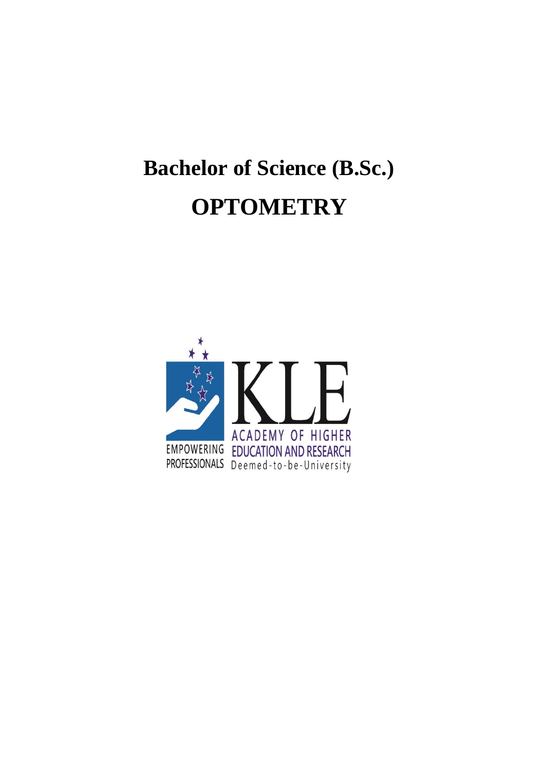# Bachelor of Science (B.Sc.)

# OPTOMETRY

KLE

EMPOWERING PROFESSIONALS

ACADEMY OF HIGHER EDUCATION AND RESEARCH

Deemed-to-be-University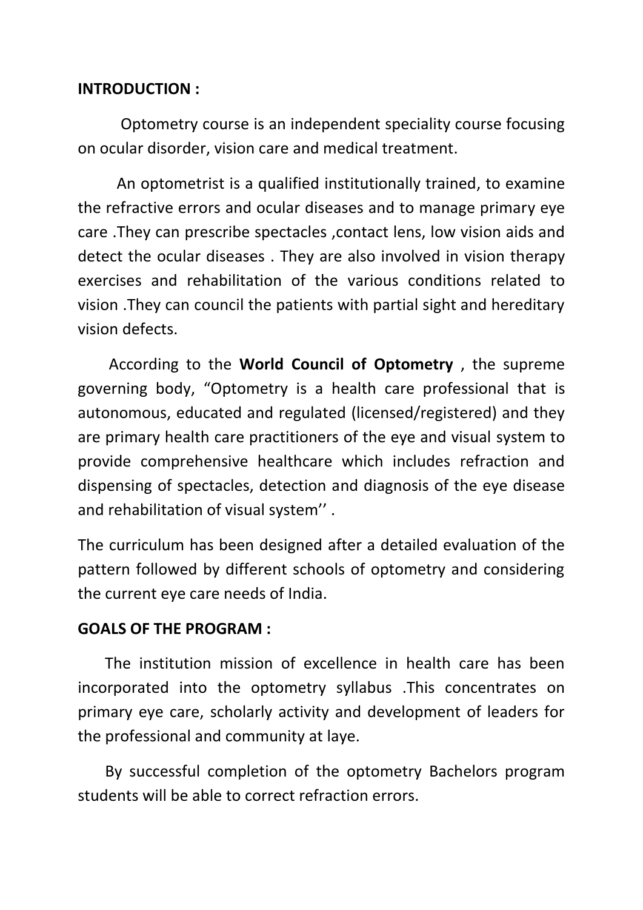**INTRODUCTION :**

Optometry course is an independent speciality course focusing on ocular disorder, vision care and medical treatment.

An optometrist is a qualified institutionally trained, to examine the refractive errors and ocular diseases and to manage primary eye care .They can prescribe spectacles ,contact lens, low vision aids and detect the ocular diseases . They are also involved in vision therapy exercises and rehabilitation of the various conditions related to vision .They can council the patients with partial sight and hereditary vision defects.

According to the **World Council of Optometry** , the supreme governing body, "Optometry is a health care professional that is autonomous, educated and regulated (licensed/registered) and they are primary health care practitioners of the eye and visual system to provide comprehensive healthcare which includes refraction and dispensing of spectacles, detection and diagnosis of the eye disease and rehabilitation of visual system'' .

The curriculum has been designed after a detailed evaluation of the pattern followed by different schools of optometry and considering the current eye care needs of India.

**GOALS OF THE PROGRAM :**

The institution mission of excellence in health care has been incorporated into the optometry syllabus .This concentrates on primary eye care, scholarly activity and development of leaders for the professional and community at laye.

By successful completion of the optometry Bachelors program students will be able to correct refraction errors.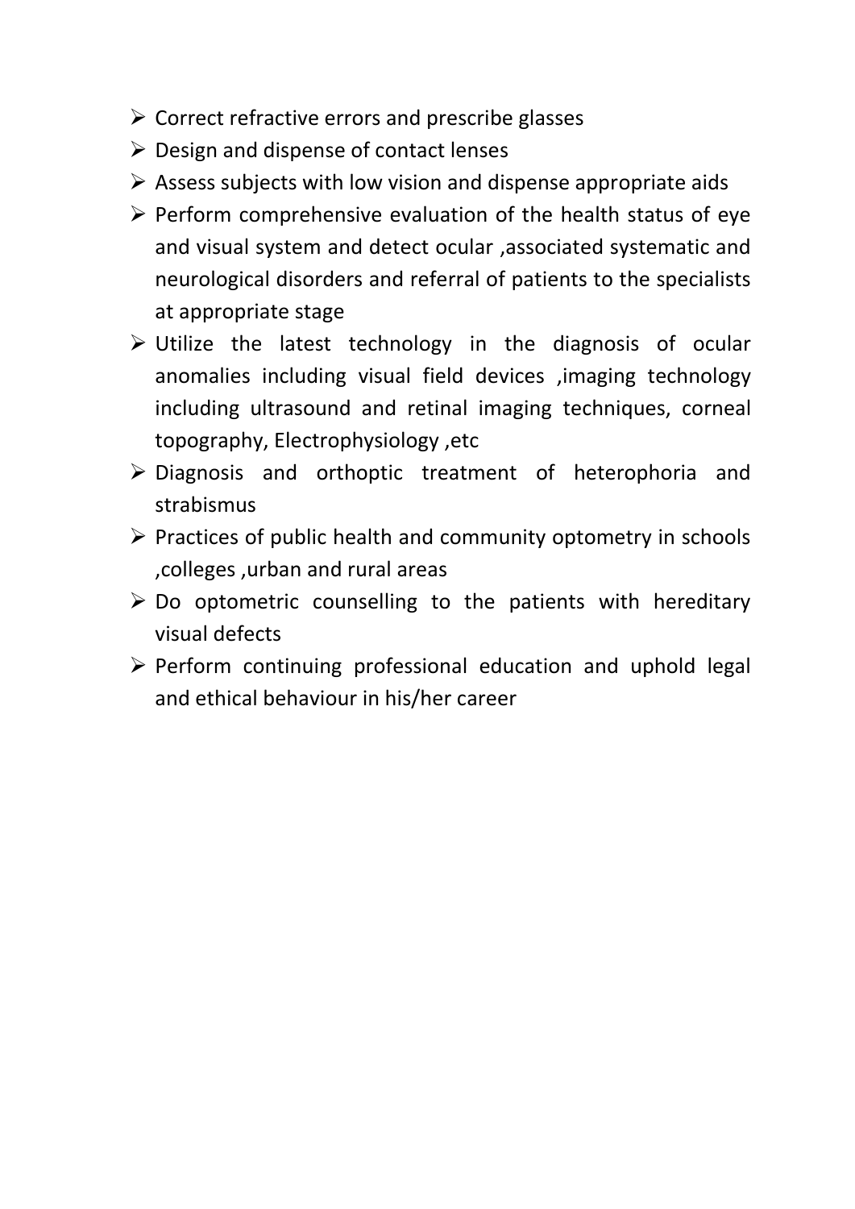- Correct refractive errors and prescribe glasses
- Design and dispense of contact lenses
- Assess subjects with low vision and dispense appropriate aids
- Perform comprehensive evaluation of the health status of eye and visual system and detect ocular ,associated systematic and neurological disorders and referral of patients to the specialists at appropriate stage
- Utilize the latest technology in the diagnosis of ocular anomalies including visual field devices ,imaging technology including ultrasound and retinal imaging techniques, corneal topography, Electrophysiology ,etc
- Diagnosis and orthoptic treatment of heterophoria and strabismus
- Practices of public health and community optometry in schools ,colleges ,urban and rural areas
- Do optometric counselling to the patients with hereditary visual defects
- Perform continuing professional education and uphold legal and ethical behaviour in his/her career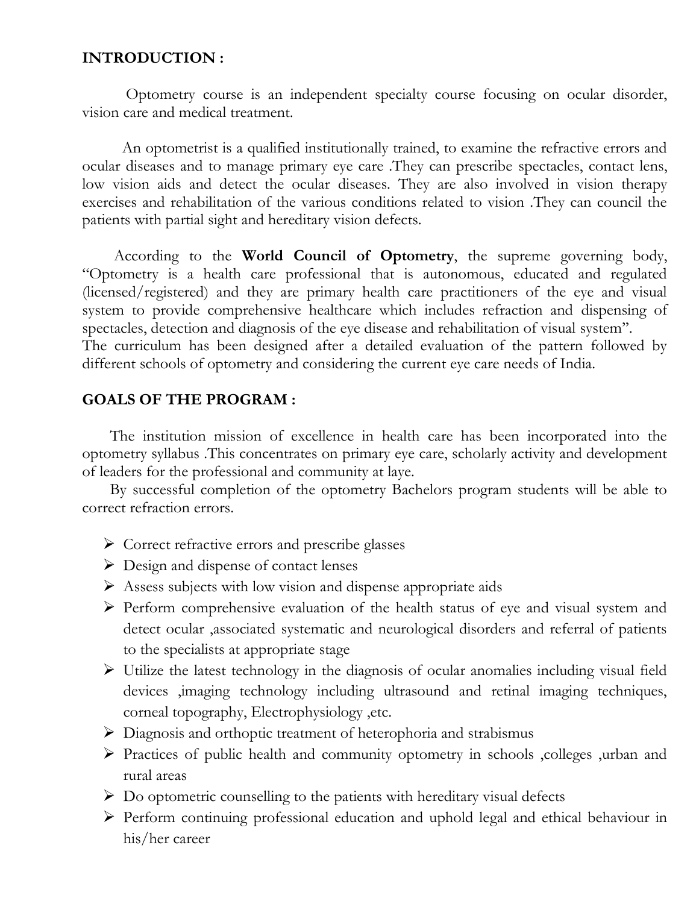**INTRODUCTION :**

Optometry course is an independent specialty course focusing on ocular disorder, vision care and medical treatment.

An optometrist is a qualified institutionally trained, to examine the refractive errors and ocular diseases and to manage primary eye care .They can prescribe spectacles, contact lens, low vision aids and detect the ocular diseases. They are also involved in vision therapy exercises and rehabilitation of the various conditions related to vision .They can council the patients with partial sight and hereditary vision defects.

According to the **World Council of Optometry**, the supreme governing body, "Optometry is a health care professional that is autonomous, educated and regulated (licensed/registered) and they are primary health care practitioners of the eye and visual system to provide comprehensive healthcare which includes refraction and dispensing of spectacles, detection and diagnosis of the eye disease and rehabilitation of visual system".
The curriculum has been designed after a detailed evaluation of the pattern followed by different schools of optometry and considering the current eye care needs of India.

**GOALS OF THE PROGRAM :**

The institution mission of excellence in health care has been incorporated into the optometry syllabus .This concentrates on primary eye care, scholarly activity and development of leaders for the professional and community at laye.

By successful completion of the optometry Bachelors program students will be able to correct refraction errors.

- Correct refractive errors and prescribe glasses
- Design and dispense of contact lenses
- Assess subjects with low vision and dispense appropriate aids
- Perform comprehensive evaluation of the health status of eye and visual system and detect ocular ,associated systematic and neurological disorders and referral of patients to the specialists at appropriate stage
- Utilize the latest technology in the diagnosis of ocular anomalies including visual field devices ,imaging technology including ultrasound and retinal imaging techniques, corneal topography, Electrophysiology ,etc.
- Diagnosis and orthoptic treatment of heterophoria and strabismus
- Practices of public health and community optometry in schools ,colleges ,urban and rural areas
- Do optometric counselling to the patients with hereditary visual defects
- Perform continuing professional education and uphold legal and ethical behaviour in his/her career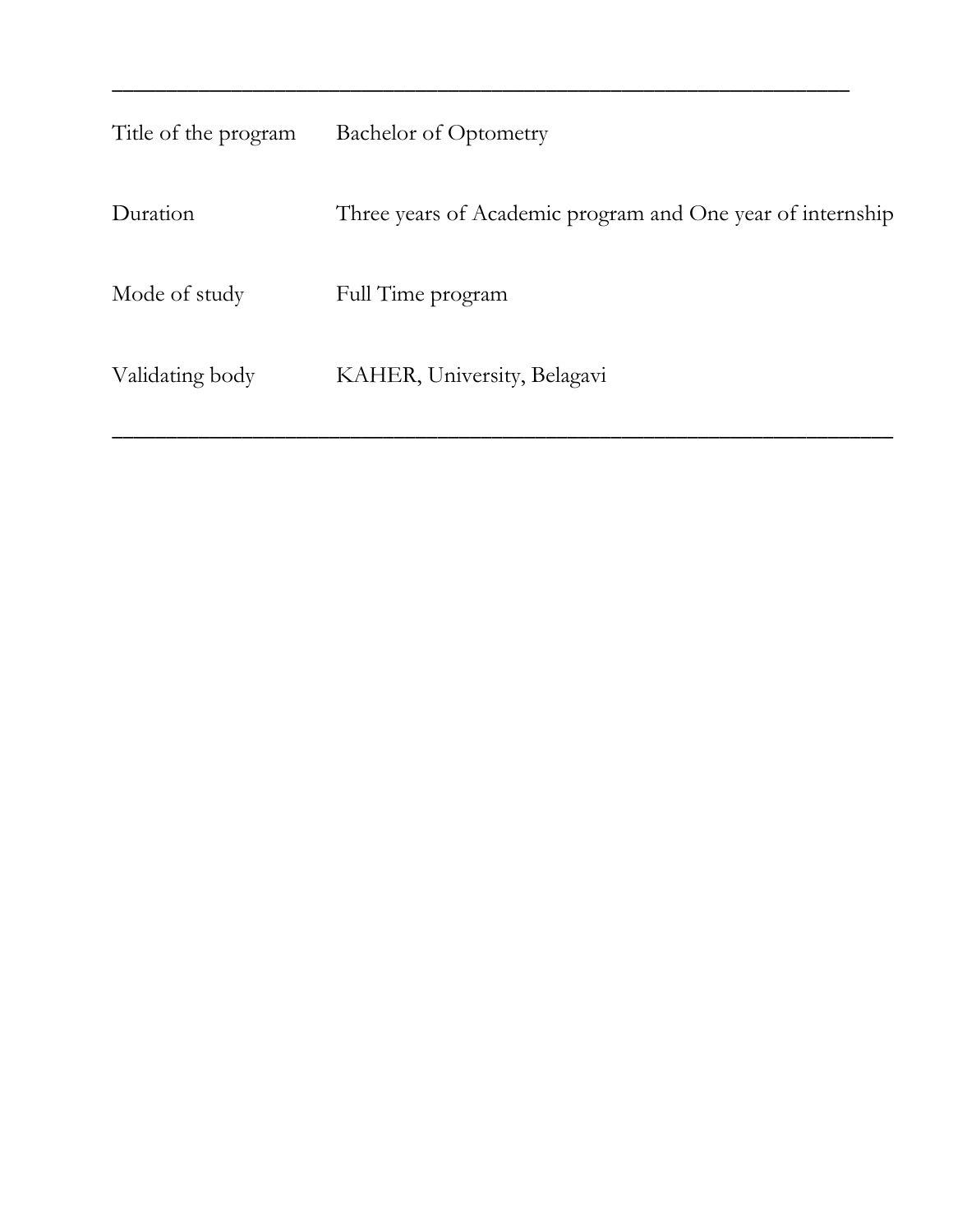---

| | |
|---|---|
| Title of the program | Bachelor of Optometry |
| Duration | Three years of Academic program and One year of internship |
| Mode of study | Full Time program |
| Validating body | KAHER, University, Belagavi |

---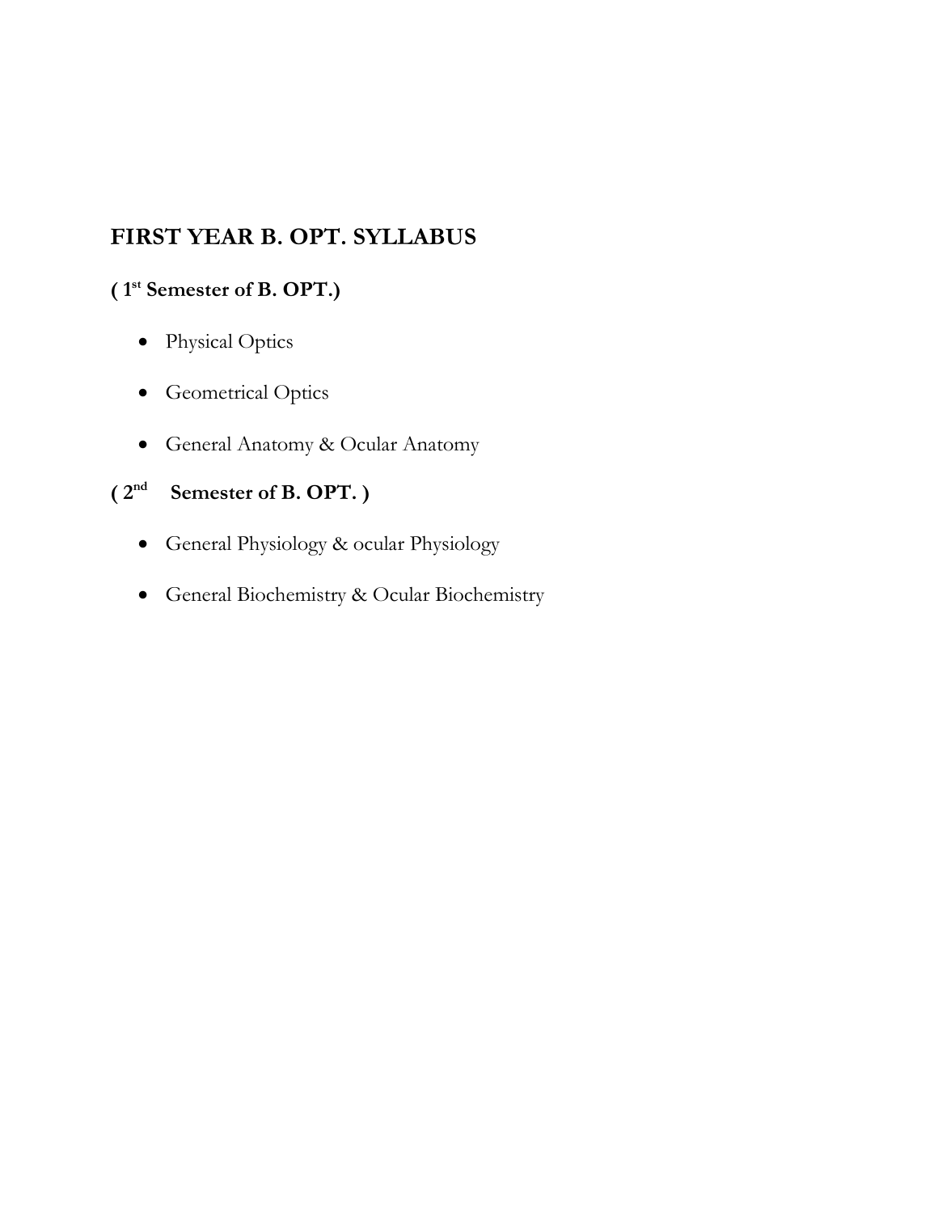# FIRST YEAR B. OPT. SYLLABUS

## ( 1st Semester of B. OPT.)

- Physical Optics
- Geometrical Optics
- General Anatomy & Ocular Anatomy

## ( 2nd Semester of B. OPT. )

- General Physiology & ocular Physiology
- General Biochemistry & Ocular Biochemistry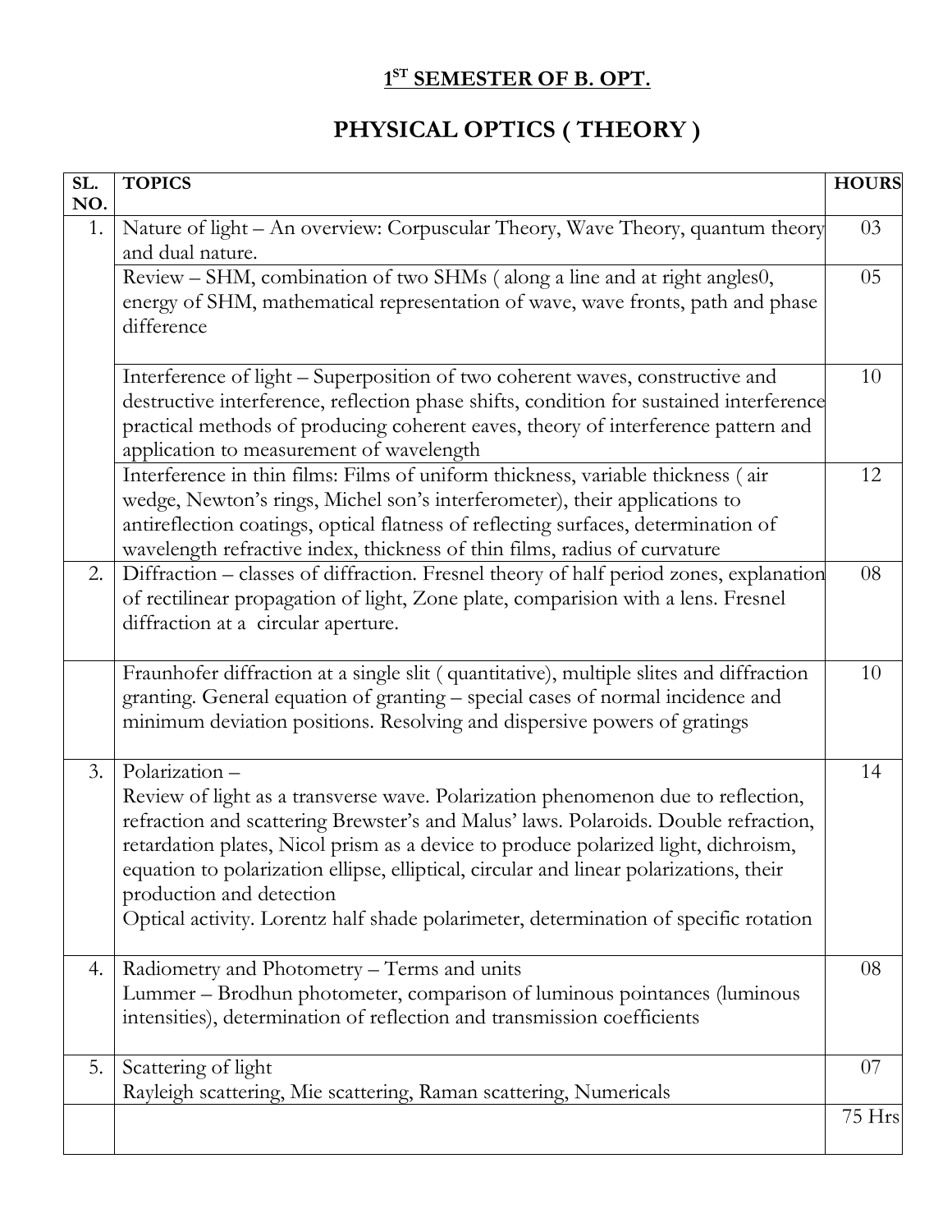## 1[ST] SEMESTER OF B. OPT.

# PHYSICAL OPTICS ( THEORY )

| SL. NO. | TOPICS | HOURS |
|---|---|---|
| 1. | Nature of light – An overview: Corpuscular Theory, Wave Theory, quantum theory and dual nature. | 03 |
| | Review – SHM, combination of two SHMs ( along a line and at right angles0, energy of SHM, mathematical representation of wave, wave fronts, path and phase difference | 05 |
| | Interference of light – Superposition of two coherent waves, constructive and destructive interference, reflection phase shifts, condition for sustained interference practical methods of producing coherent eaves, theory of interference pattern and application to measurement of wavelength | 10 |
| | Interference in thin films: Films of uniform thickness, variable thickness ( air wedge, Newton's rings, Michel son's interferometer), their applications to antireflection coatings, optical flatness of reflecting surfaces, determination of wavelength refractive index, thickness of thin films, radius of curvature | 12 |
| 2. | Diffraction – classes of diffraction. Fresnel theory of half period zones, explanation of rectilinear propagation of light, Zone plate, comparision with a lens. Fresnel diffraction at a circular aperture. | 08 |
| | Fraunhofer diffraction at a single slit ( quantitative), multiple slites and diffraction granting. General equation of granting – special cases of normal incidence and minimum deviation positions. Resolving and dispersive powers of gratings | 10 |
| 3. | Polarization – <br> Review of light as a transverse wave. Polarization phenomenon due to reflection, refraction and scattering Brewster's and Malus' laws. Polaroids. Double refraction, retardation plates, Nicol prism as a device to produce polarized light, dichroism, equation to polarization ellipse, elliptical, circular and linear polarizations, their production and detection <br> Optical activity. Lorentz half shade polarimeter, determination of specific rotation | 14 |
| 4. | Radiometry and Photometry – Terms and units <br> Lummer – Brodhun photometer, comparison of luminous pointances (luminous intensities), determination of reflection and transmission coefficients | 08 |
| 5. | Scattering of light <br> Rayleigh scattering, Mie scattering, Raman scattering, Numericals | 07 |
| | | 75 Hrs |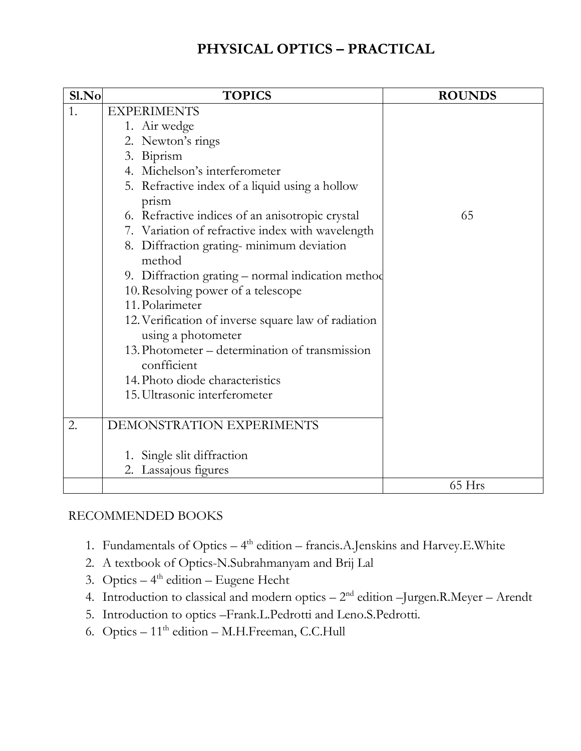# PHYSICAL OPTICS – PRACTICAL

| Sl.No | TOPICS | ROUNDS |
|---|---|---|
| 1. | EXPERIMENTS<br>1. Air wedge<br>2. Newton's rings<br>3. Biprism<br>4. Michelson's interferometer<br>5. Refractive index of a liquid using a hollow prism<br>6. Refractive indices of an anisotropic crystal<br>7. Variation of refractive index with wavelength<br>8. Diffraction grating- minimum deviation method<br>9. Diffraction grating – normal indication method<br>10. Resolving power of a telescope<br>11. Polarimeter<br>12. Verification of inverse square law of radiation using a photometer<br>13. Photometer – determination of transmission confficient<br>14. Photo diode characteristics<br>15. Ultrasonic interferometer | 65 |
| 2. | DEMONSTRATION EXPERIMENTS<br>1. Single slit diffraction<br>2. Lassajous figures | |
| | | 65 Hrs |

RECOMMENDED BOOKS

1. Fundamentals of Optics – 4th edition – francis.A.Jenskins and Harvey.E.White
2. A textbook of Optics-N.Subrahmanyam and Brij Lal
3. Optics – 4th edition – Eugene Hecht
4. Introduction to classical and modern optics – 2nd edition –Jurgen.R.Meyer – Arendt
5. Introduction to optics –Frank.L.Pedrotti and Leno.S.Pedrotti.
6. Optics – 11th edition – M.H.Freeman, C.C.Hull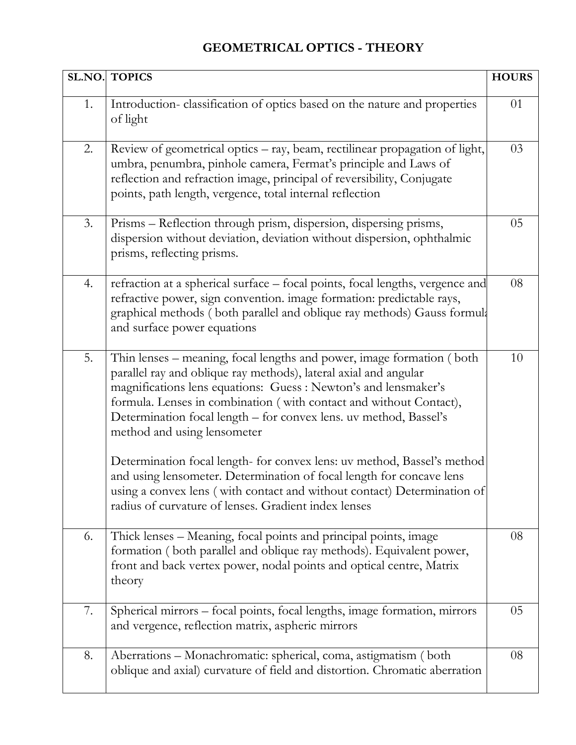# GEOMETRICAL OPTICS - THEORY

| SL.NO. | TOPICS | HOURS |
|---|---|---|
| 1. | Introduction- classification of optics based on the nature and properties of light | 01 |
| 2. | Review of geometrical optics – ray, beam, rectilinear propagation of light, umbra, penumbra, pinhole camera, Fermat's principle and Laws of reflection and refraction image, principal of reversibility, Conjugate points, path length, vergence, total internal reflection | 03 |
| 3. | Prisms – Reflection through prism, dispersion, dispersing prisms, dispersion without deviation, deviation without dispersion, ophthalmic prisms, reflecting prisms. | 05 |
| 4. | refraction at a spherical surface – focal points, focal lengths, vergence and refractive power, sign convention. image formation: predictable rays, graphical methods ( both parallel and oblique ray methods) Gauss formula and surface power equations | 08 |
| 5. | Thin lenses – meaning, focal lengths and power, image formation ( both parallel ray and oblique ray methods), lateral axial and angular magnifications lens equations: Guess : Newton's and lensmaker's formula. Lenses in combination ( with contact and without Contact), Determination focal length – for convex lens. uv method, Bassel's method and using lensometer<br><br>Determination focal length- for convex lens: uv method, Bassel's method and using lensometer. Determination of focal length for concave lens using a convex lens ( with contact and without contact) Determination of radius of curvature of lenses. Gradient index lenses | 10 |
| 6. | Thick lenses – Meaning, focal points and principal points, image formation ( both parallel and oblique ray methods). Equivalent power, front and back vertex power, nodal points and optical centre, Matrix theory | 08 |
| 7. | Spherical mirrors – focal points, focal lengths, image formation, mirrors and vergence, reflection matrix, aspheric mirrors | 05 |
| 8. | Aberrations – Monachromatic: spherical, coma, astigmatism ( both oblique and axial) curvature of field and distortion. Chromatic aberration | 08 |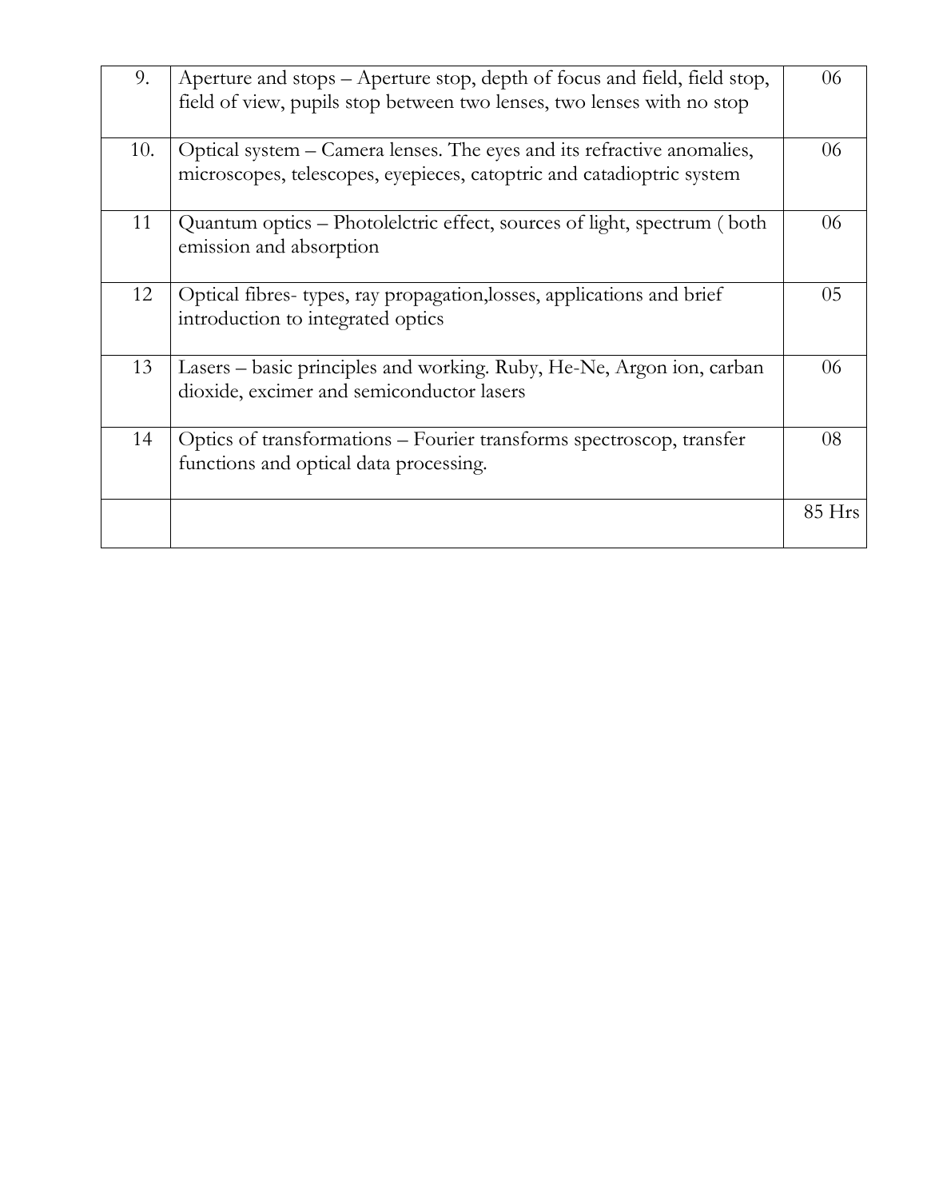| | | |
|---|---|---|
| 9. | Aperture and stops – Aperture stop, depth of focus and field, field stop, field of view, pupils stop between two lenses, two lenses with no stop | 06 |
| 10. | Optical system – Camera lenses. The eyes and its refractive anomalies, microscopes, telescopes, eyepieces, catoptric and catadioptric system | 06 |
| 11 | Quantum optics – Photolelctric effect, sources of light, spectrum ( both emission and absorption | 06 |
| 12 | Optical fibres- types, ray propagation,losses, applications and brief introduction to integrated optics | 05 |
| 13 | Lasers – basic principles and working. Ruby, He-Ne, Argon ion, carban dioxide, excimer and semiconductor lasers | 06 |
| 14 | Optics of transformations – Fourier transforms spectroscop, transfer functions and optical data processing. | 08 |
| | | 85 Hrs |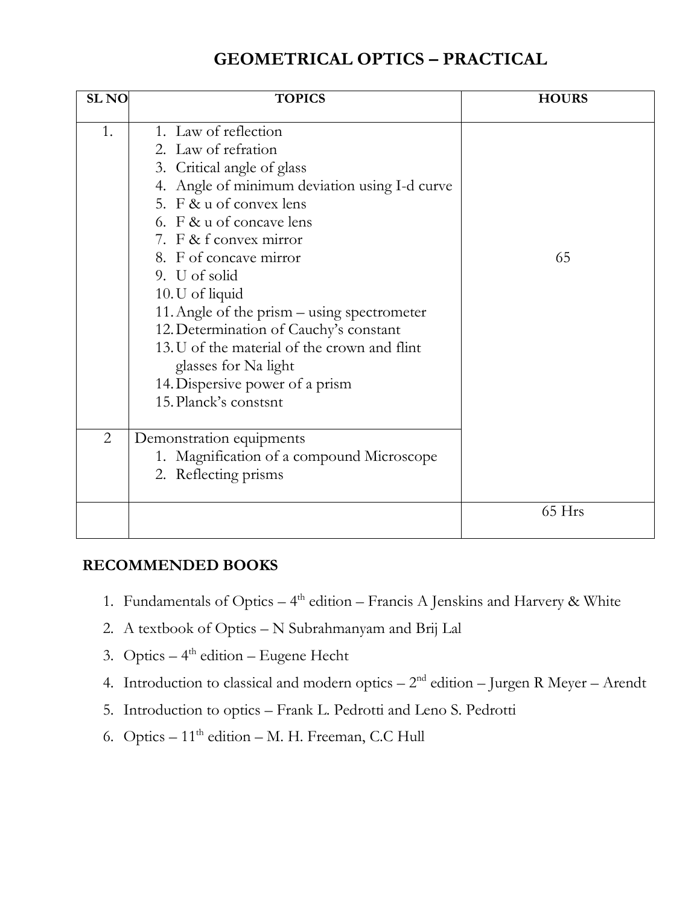# GEOMETRICAL OPTICS – PRACTICAL

| SL NO | TOPICS | HOURS |
|---|---|---|
| 1. | 1. Law of reflection<br>2. Law of refration<br>3. Critical angle of glass<br>4. Angle of minimum deviation using I-d curve<br>5. F & u of convex lens<br>6. F & u of concave lens<br>7. F & f convex mirror<br>8. F of concave mirror<br>9. U of solid<br>10. U of liquid<br>11. Angle of the prism – using spectrometer<br>12. Determination of Cauchy's constant<br>13. U of the material of the crown and flint glasses for Na light<br>14. Dispersive power of a prism<br>15. Planck's constsnt | 65 |
| 2 | Demonstration equipments<br>1. Magnification of a compound Microscope<br>2. Reflecting prisms | |
| | | 65 Hrs |

## RECOMMENDED BOOKS

1. Fundamentals of Optics – 4th edition – Francis A Jenskins and Harvery & White
2. A textbook of Optics – N Subrahmanyam and Brij Lal
3. Optics – 4th edition – Eugene Hecht
4. Introduction to classical and modern optics – 2nd edition – Jurgen R Meyer – Arendt
5. Introduction to optics – Frank L. Pedrotti and Leno S. Pedrotti
6. Optics – 11th edition – M. H. Freeman, C.C Hull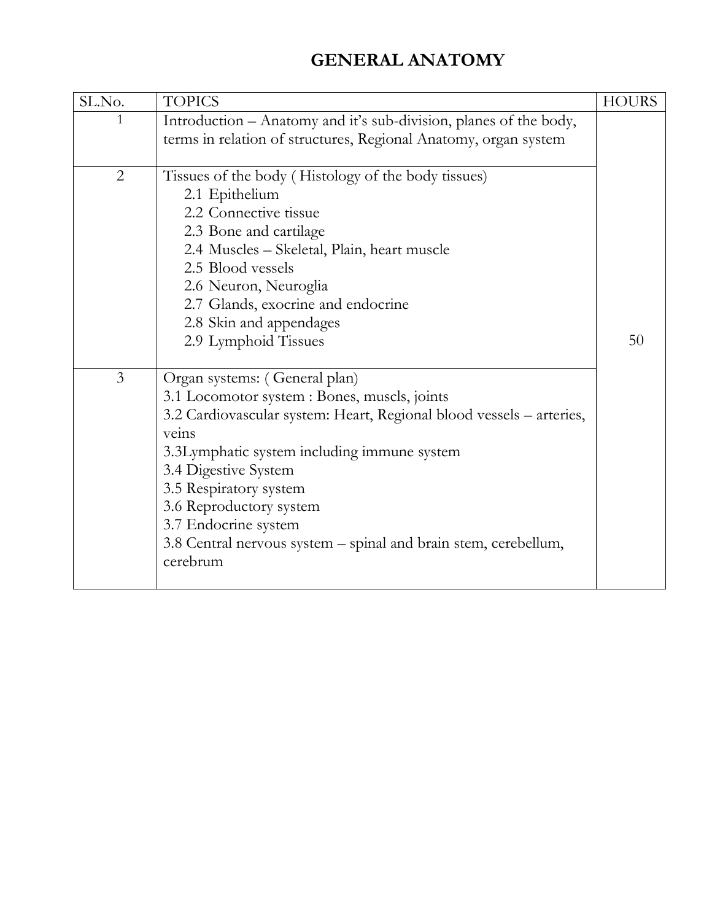# GENERAL ANATOMY

| SL.No. | TOPICS | HOURS |
|---|---|---|
| 1 | Introduction – Anatomy and it's sub-division, planes of the body, terms in relation of structures, Regional Anatomy, organ system | 50 |
| 2 | Tissues of the body ( Histology of the body tissues)<br>2.1 Epithelium<br>2.2 Connective tissue<br>2.3 Bone and cartilage<br>2.4 Muscles – Skeletal, Plain, heart muscle<br>2.5 Blood vessels<br>2.6 Neuron, Neuroglia<br>2.7 Glands, exocrine and endocrine<br>2.8 Skin and appendages<br>2.9 Lymphoid Tissues | |
| 3 | Organ systems: ( General plan)<br>3.1 Locomotor system : Bones, muscls, joints<br>3.2 Cardiovascular system: Heart, Regional blood vessels – arteries, veins<br>3.3Lymphatic system including immune system<br>3.4 Digestive System<br>3.5 Respiratory system<br>3.6 Reproductory system<br>3.7 Endocrine system<br>3.8 Central nervous system – spinal and brain stem, cerebellum, cerebrum | |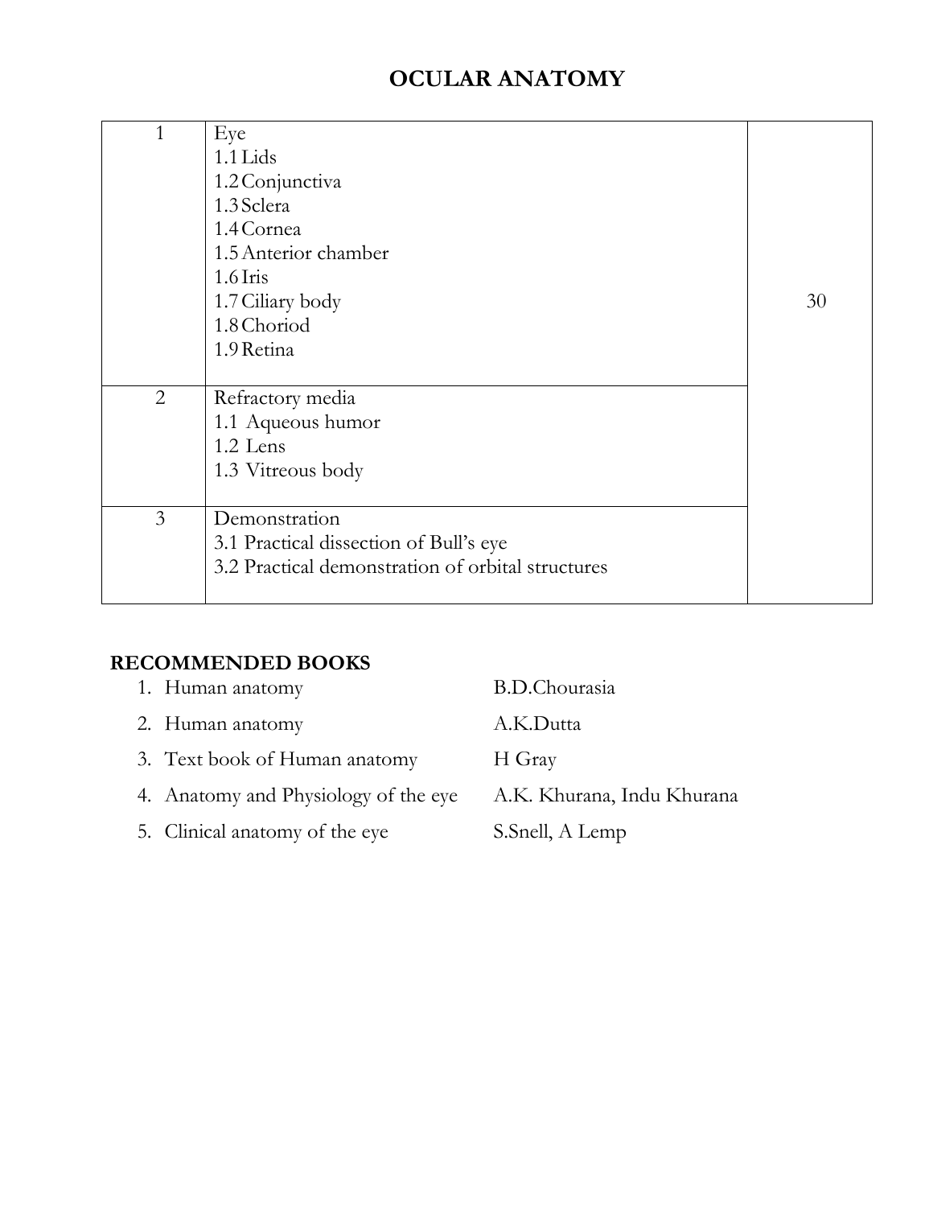# OCULAR ANATOMY

| | | |
|---|---|---|
| 1 | Eye<br>1.1 Lids<br>1.2 Conjunctiva<br>1.3 Sclera<br>1.4 Cornea<br>1.5 Anterior chamber<br>1.6 Iris<br>1.7 Ciliary body<br>1.8 Choriod<br>1.9 Retina | 30 |
| 2 | Refractory media<br>1.1 Aqueous humor<br>1.2 Lens<br>1.3 Vitreous body | |
| 3 | Demonstration<br>3.1 Practical dissection of Bull's eye<br>3.2 Practical demonstration of orbital structures | |

## RECOMMENDED BOOKS

1. Human anatomy — B.D.Chourasia
2. Human anatomy — A.K.Dutta
3. Text book of Human anatomy — H Gray
4. Anatomy and Physiology of the eye — A.K. Khurana, Indu Khurana
5. Clinical anatomy of the eye — S.Snell, A Lemp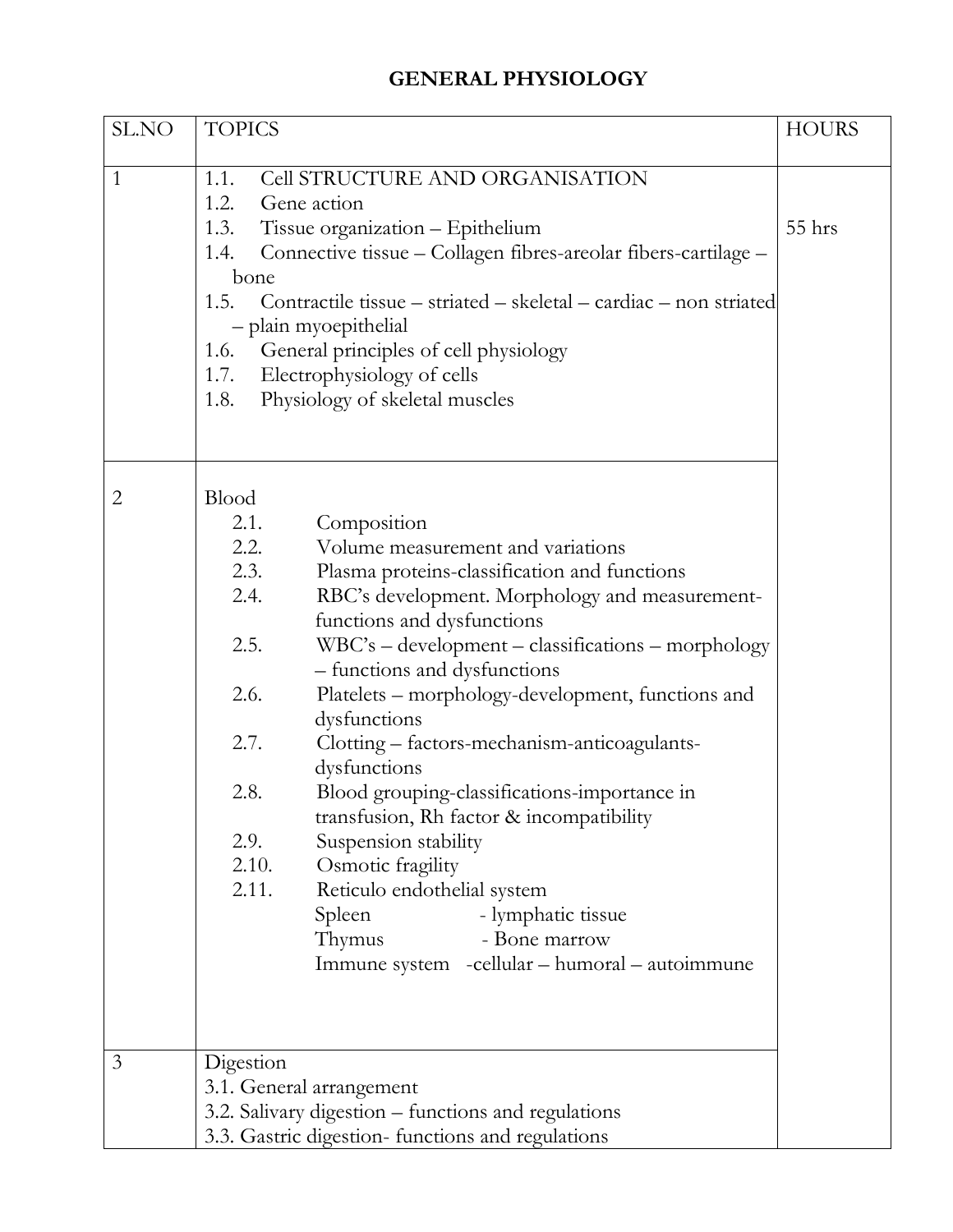# GENERAL PHYSIOLOGY

| SL.NO | TOPICS | HOURS |
|---|---|---|
| 1 | 1.1. Cell STRUCTURE AND ORGANISATION<br>1.2. Gene action<br>1.3. Tissue organization – Epithelium<br>1.4. Connective tissue – Collagen fibres-areolar fibers-cartilage – bone<br>1.5. Contractile tissue – striated – skeletal – cardiac – non striated – plain myoepithelial<br>1.6. General principles of cell physiology<br>1.7. Electrophysiology of cells<br>1.8. Physiology of skeletal muscles | 55 hrs |
| 2 | Blood<br>2.1. Composition<br>2.2. Volume measurement and variations<br>2.3. Plasma proteins-classification and functions<br>2.4. RBC's development. Morphology and measurement-functions and dysfunctions<br>2.5. WBC's – development – classifications – morphology – functions and dysfunctions<br>2.6. Platelets – morphology-development, functions and dysfunctions<br>2.7. Clotting – factors-mechanism-anticoagulants-dysfunctions<br>2.8. Blood grouping-classifications-importance in transfusion, Rh factor & incompatibility<br>2.9. Suspension stability<br>2.10. Osmotic fragility<br>2.11. Reticulo endothelial system<br>Spleen - lymphatic tissue<br>Thymus - Bone marrow<br>Immune system -cellular – humoral – autoimmune | |
| 3 | Digestion<br>3.1. General arrangement<br>3.2. Salivary digestion – functions and regulations<br>3.3. Gastric digestion- functions and regulations | |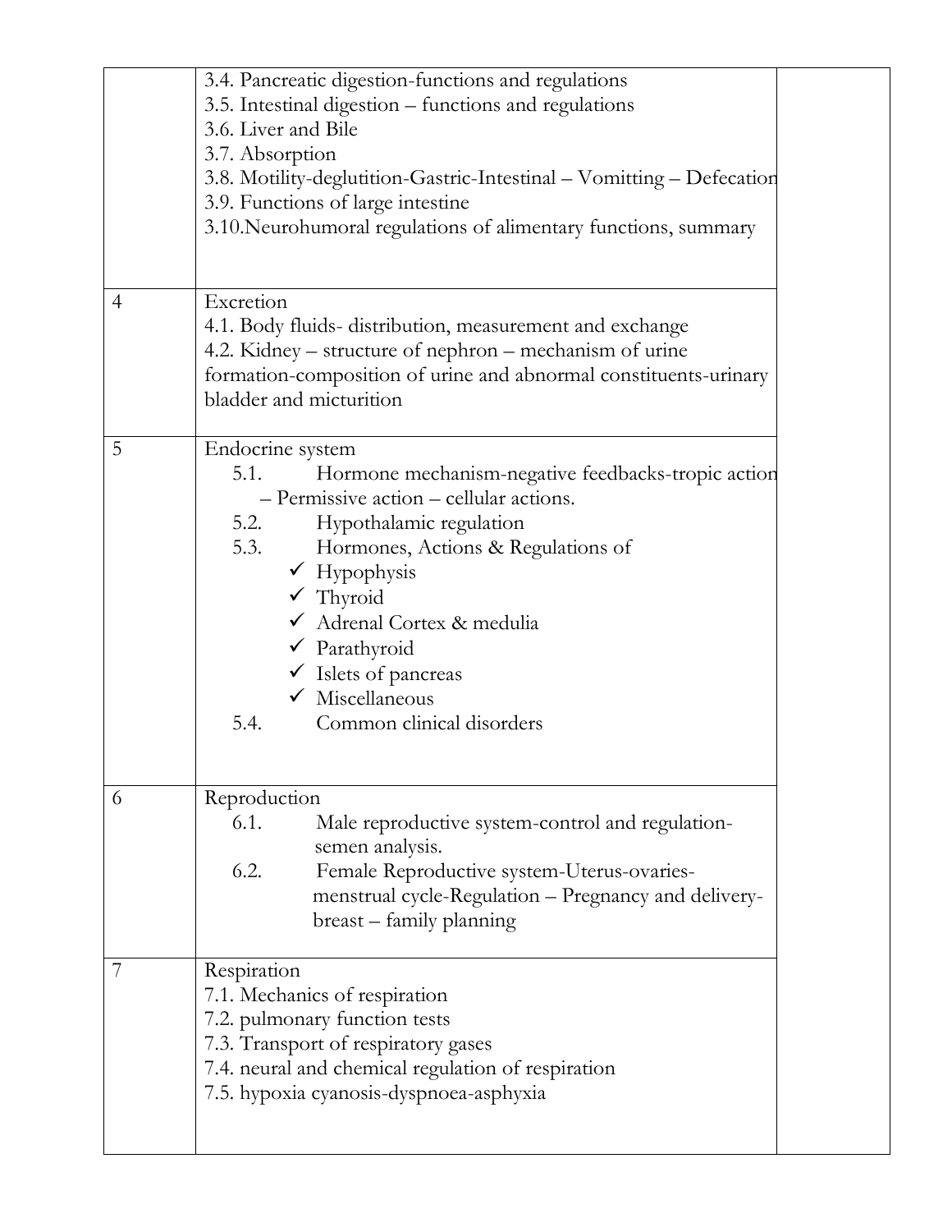|  |  |  |
|---|---|---|
|  | 3.4. Pancreatic digestion-functions and regulations<br>3.5. Intestinal digestion – functions and regulations<br>3.6. Liver and Bile<br>3.7. Absorption<br>3.8. Motility-deglutition-Gastric-Intestinal – Vomitting – Defecation<br>3.9. Functions of large intestine<br>3.10.Neurohumoral regulations of alimentary functions, summary |  |
| 4 | Excretion<br>4.1. Body fluids- distribution, measurement and exchange<br>4.2. Kidney – structure of nephron – mechanism of urine formation-composition of urine and abnormal constituents-urinary bladder and micturition |  |
| 5 | Endocrine system<br>5.1. Hormone mechanism-negative feedbacks-tropic action – Permissive action – cellular actions.<br>5.2. Hypothalamic regulation<br>5.3. Hormones, Actions & Regulations of<br>✓ Hypophysis<br>✓ Thyroid<br>✓ Adrenal Cortex & medulia<br>✓ Parathyroid<br>✓ Islets of pancreas<br>✓ Miscellaneous<br>5.4. Common clinical disorders |  |
| 6 | Reproduction<br>6.1. Male reproductive system-control and regulation-semen analysis.<br>6.2. Female Reproductive system-Uterus-ovaries-menstrual cycle-Regulation – Pregnancy and delivery-breast – family planning |  |
| 7 | Respiration<br>7.1. Mechanics of respiration<br>7.2. pulmonary function tests<br>7.3. Transport of respiratory gases<br>7.4. neural and chemical regulation of respiration<br>7.5. hypoxia cyanosis-dyspnoea-asphyxia |  |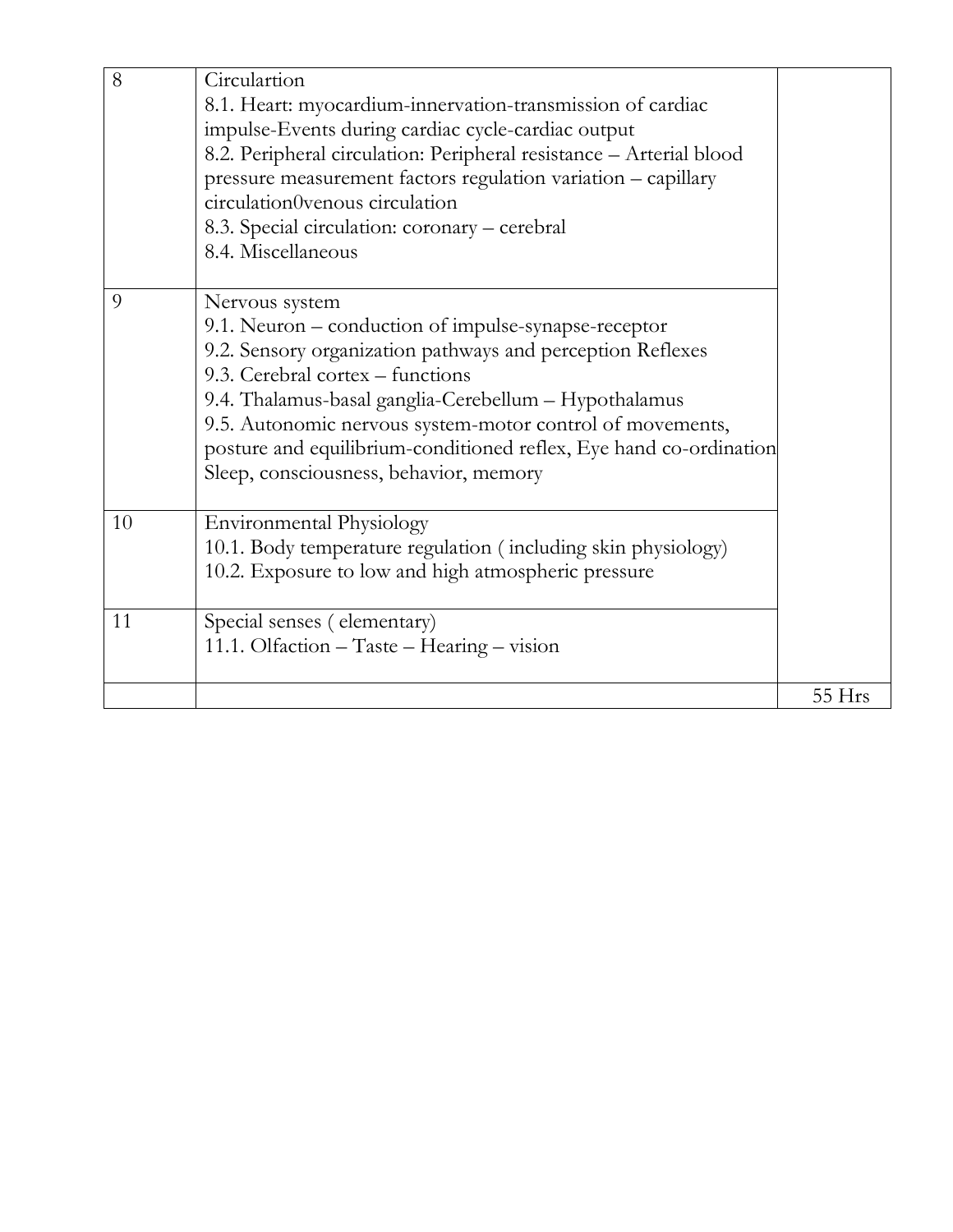| | | |
|---|---|---|
| 8 | Circulartion<br>8.1. Heart: myocardium-innervation-transmission of cardiac impulse-Events during cardiac cycle-cardiac output<br>8.2. Peripheral circulation: Peripheral resistance – Arterial blood pressure measurement factors regulation variation – capillary circulation0venous circulation<br>8.3. Special circulation: coronary – cerebral<br>8.4. Miscellaneous | |
| 9 | Nervous system<br>9.1. Neuron – conduction of impulse-synapse-receptor<br>9.2. Sensory organization pathways and perception Reflexes<br>9.3. Cerebral cortex – functions<br>9.4. Thalamus-basal ganglia-Cerebellum – Hypothalamus<br>9.5. Autonomic nervous system-motor control of movements, posture and equilibrium-conditioned reflex, Eye hand co-ordination Sleep, consciousness, behavior, memory | |
| 10 | Environmental Physiology<br>10.1. Body temperature regulation ( including skin physiology)<br>10.2. Exposure to low and high atmospheric pressure | |
| 11 | Special senses ( elementary)<br>11.1. Olfaction – Taste – Hearing – vision | |
| | | 55 Hrs |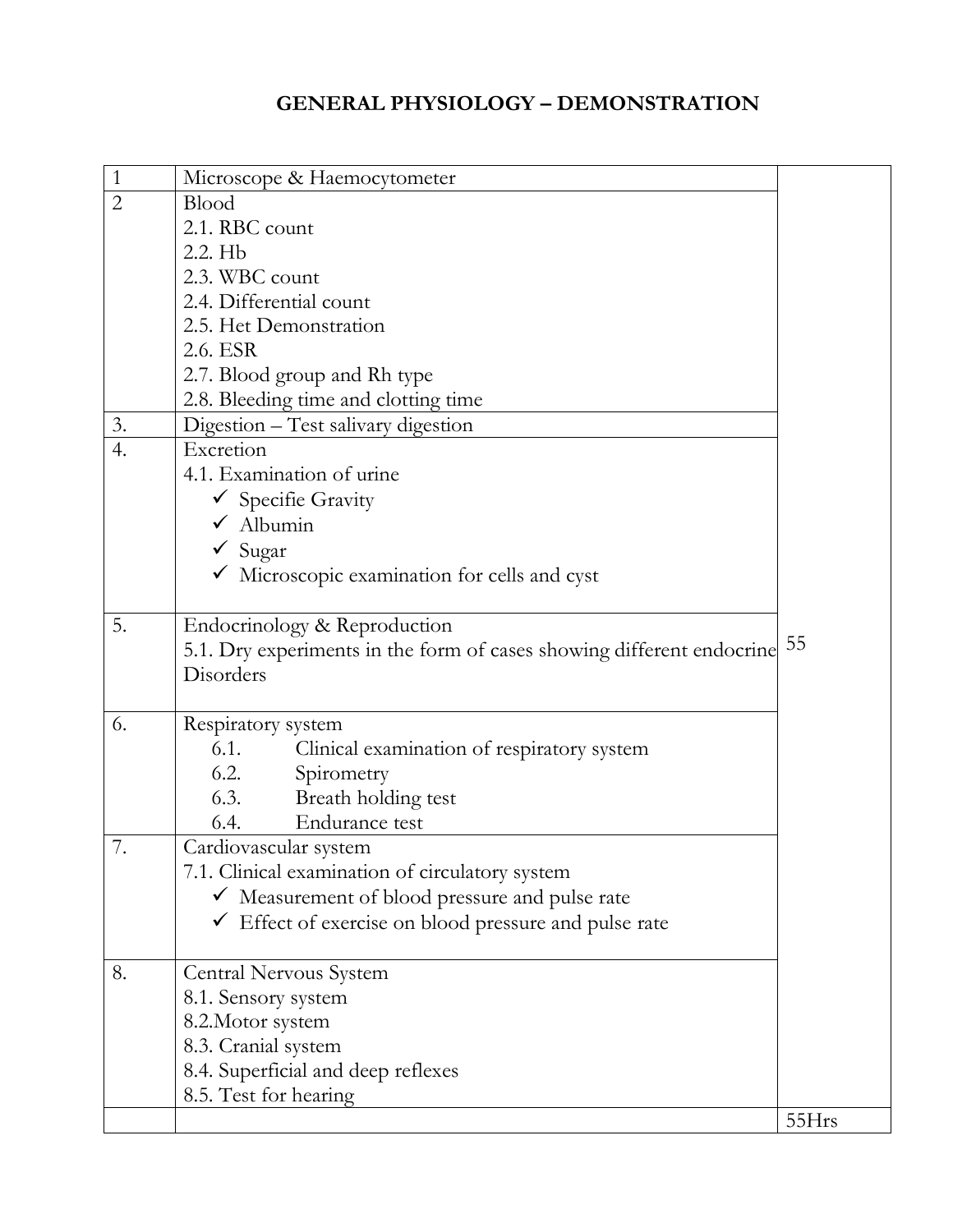## GENERAL PHYSIOLOGY – DEMONSTRATION

| | | |
|---|---|---|
| 1 | Microscope & Haemocytometer | 55 |
| 2 | Blood<br>2.1. RBC count<br>2.2. Hb<br>2.3. WBC count<br>2.4. Differential count<br>2.5. Hct Demonstration<br>2.6. ESR<br>2.7. Blood group and Rh type<br>2.8. Bleeding time and clotting time | |
| 3. | Digestion – Test salivary digestion | |
| 4. | Excretion<br>4.1. Examination of urine<br>✓ Specific Gravity<br>✓ Albumin<br>✓ Sugar<br>✓ Microscopic examination for cells and cyst | |
| 5. | Endocrinology & Reproduction<br>5.1. Dry experiments in the form of cases showing different endocrine Disorders | |
| 6. | Respiratory system<br>6.1. Clinical examination of respiratory system<br>6.2. Spirometry<br>6.3. Breath holding test<br>6.4. Endurance test | |
| 7. | Cardiovascular system<br>7.1. Clinical examination of circulatory system<br>✓ Measurement of blood pressure and pulse rate<br>✓ Effect of exercise on blood pressure and pulse rate | |
| 8. | Central Nervous System<br>8.1. Sensory system<br>8.2.Motor system<br>8.3. Cranial system<br>8.4. Superficial and deep reflexes<br>8.5. Test for hearing | |
| | | 55Hrs |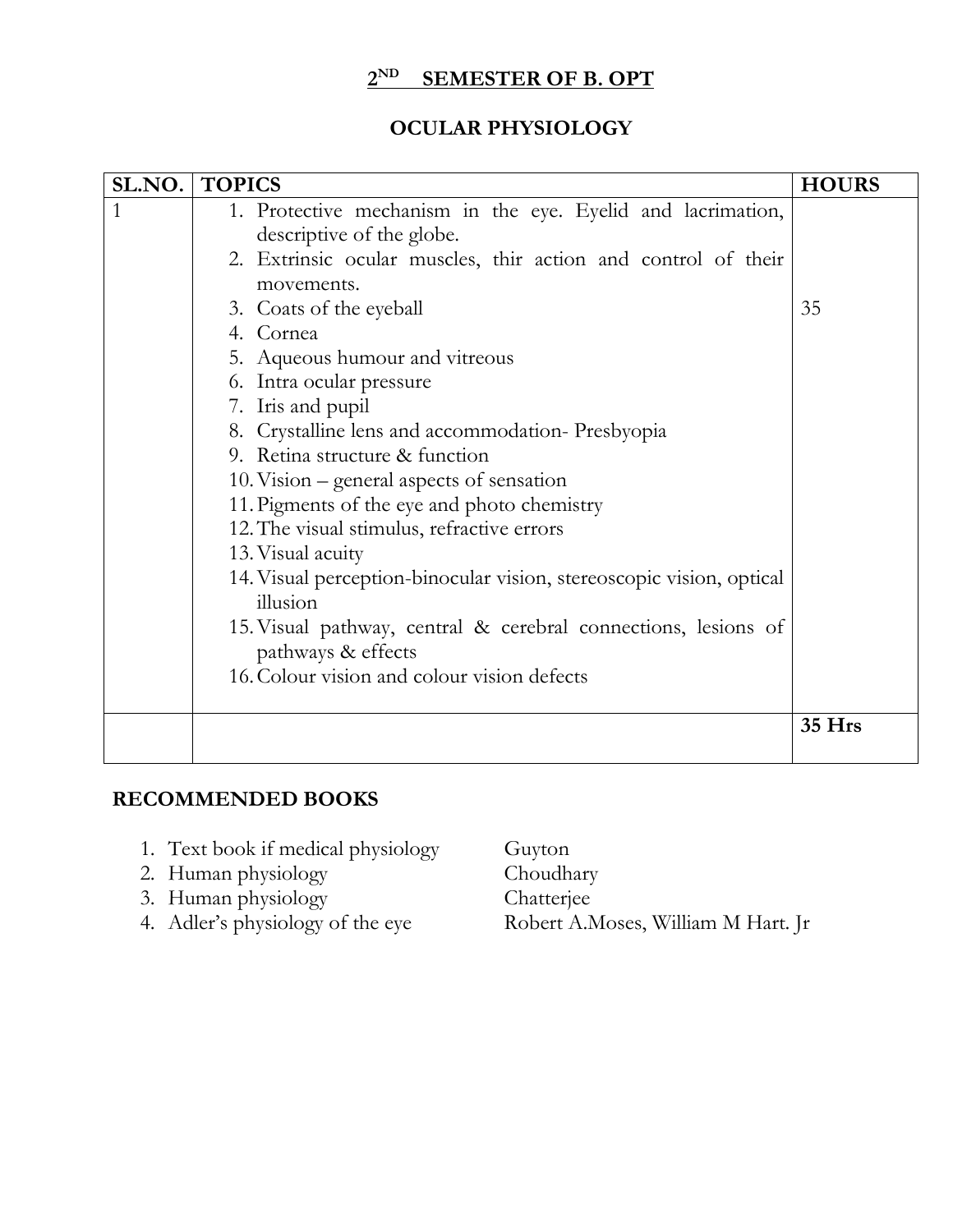## 2[ND] SEMESTER OF B. OPT

## OCULAR PHYSIOLOGY

| SL.NO. | TOPICS | HOURS |
|---|---|---|
| 1 | 1. Protective mechanism in the eye. Eyelid and lacrimation, descriptive of the globe.<br>2. Extrinsic ocular muscles, thir action and control of their movements.<br>3. Coats of the eyeball<br>4. Cornea<br>5. Aqueous humour and vitreous<br>6. Intra ocular pressure<br>7. Iris and pupil<br>8. Crystalline lens and accommodation- Presbyopia<br>9. Retina structure & function<br>10. Vision – general aspects of sensation<br>11. Pigments of the eye and photo chemistry<br>12. The visual stimulus, refractive errors<br>13. Visual acuity<br>14. Visual perception-binocular vision, stereoscopic vision, optical illusion<br>15. Visual pathway, central & cerebral connections, lesions of pathways & effects<br>16. Colour vision and colour vision defects | 35 |
| | | **35 Hrs** |

### RECOMMENDED BOOKS

1. Text book if medical physiology — Guyton
2. Human physiology — Choudhary
3. Human physiology — Chatterjee
4. Adler's physiology of the eye — Robert A.Moses, William M Hart. Jr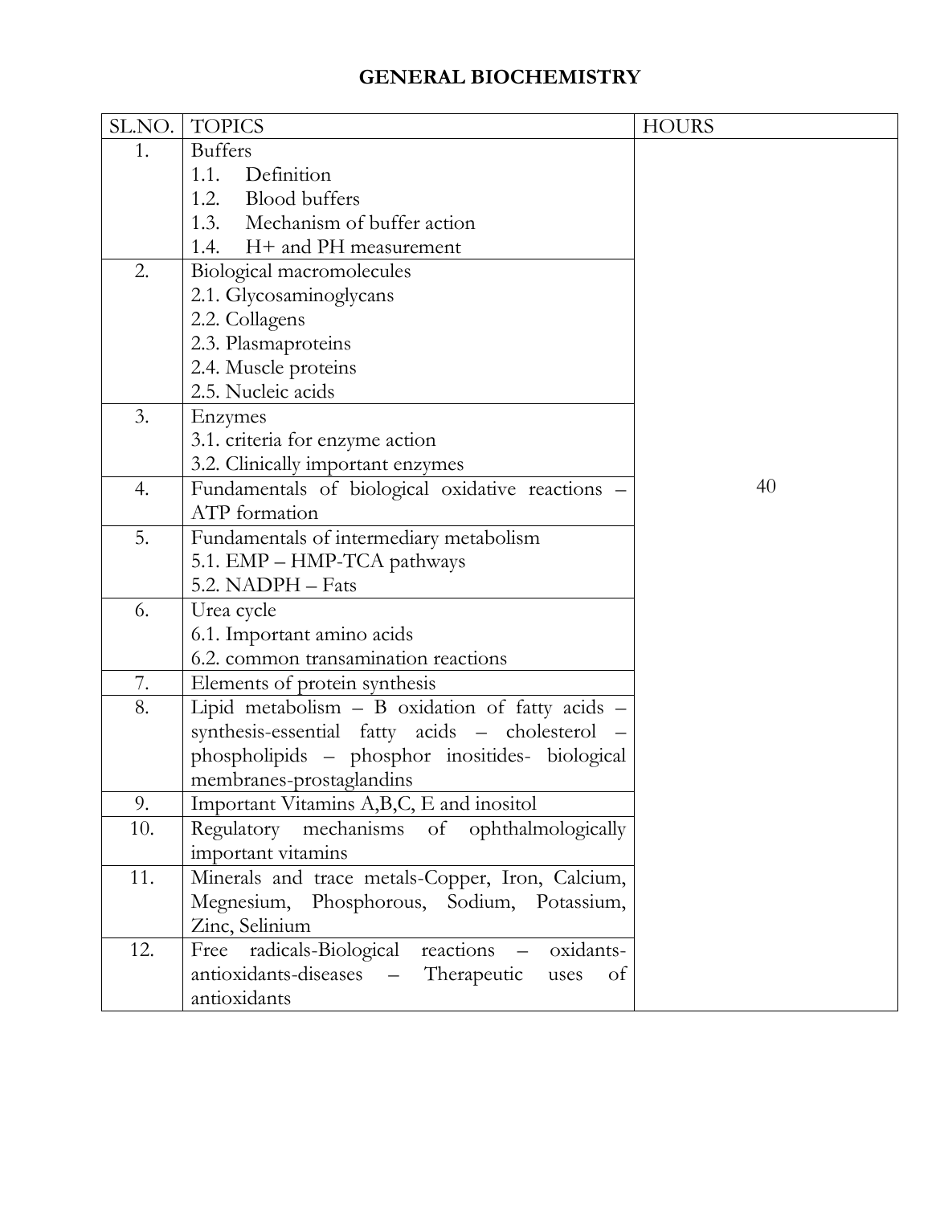# GENERAL BIOCHEMISTRY

| SL.NO. | TOPICS | HOURS |
|---|---|---|
| 1. | Buffers<br>1.1. Definition<br>1.2. Blood buffers<br>1.3. Mechanism of buffer action<br>1.4. H+ and PH measurement | 40 |
| 2. | Biological macromolecules<br>2.1. Glycosaminoglycans<br>2.2. Collagens<br>2.3. Plasmaproteins<br>2.4. Muscle proteins<br>2.5. Nucleic acids | |
| 3. | Enzymes<br>3.1. criteria for enzyme action<br>3.2. Clinically important enzymes | |
| 4. | Fundamentals of biological oxidative reactions – ATP formation | |
| 5. | Fundamentals of intermediary metabolism<br>5.1. EMP – HMP-TCA pathways<br>5.2. NADPH – Fats | |
| 6. | Urea cycle<br>6.1. Important amino acids<br>6.2. common transamination reactions | |
| 7. | Elements of protein synthesis | |
| 8. | Lipid metabolism – B oxidation of fatty acids – synthesis-essential fatty acids – cholesterol – phospholipids – phosphor inositides- biological membranes-prostaglandins | |
| 9. | Important Vitamins A,B,C, E and inositol | |
| 10. | Regulatory mechanisms of ophthalmologically important vitamins | |
| 11. | Minerals and trace metals-Copper, Iron, Calcium, Megnesium, Phosphorous, Sodium, Potassium, Zinc, Selinium | |
| 12. | Free radicals-Biological reactions – oxidants-antioxidants-diseases – Therapeutic uses of antioxidants | |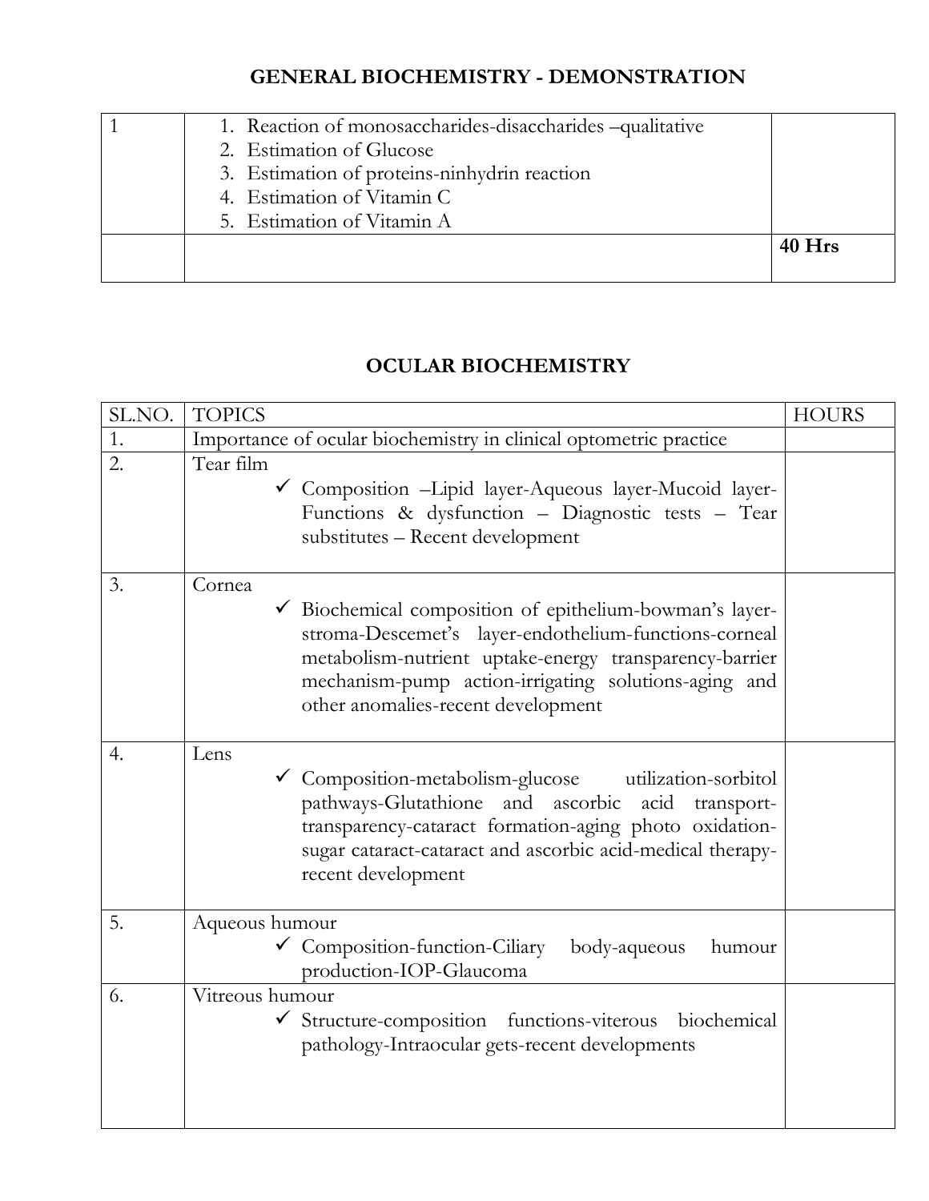## GENERAL BIOCHEMISTRY - DEMONSTRATION

| | | |
|---|---|---|
| 1 | 1. Reaction of monosaccharides-disaccharides –qualitative<br>2. Estimation of Glucose<br>3. Estimation of proteins-ninhydrin reaction<br>4. Estimation of Vitamin C<br>5. Estimation of Vitamin A | |
| | | **40 Hrs** |

## OCULAR BIOCHEMISTRY

| SL.NO. | TOPICS | HOURS |
|---|---|---|
| 1. | Importance of ocular biochemistry in clinical optometric practice | |
| 2. | Tear film<br>✓ Composition –Lipid layer-Aqueous layer-Mucoid layer-Functions & dysfunction – Diagnostic tests – Tear substitutes – Recent development | |
| 3. | Cornea<br>✓ Biochemical composition of epithelium-bowman's layer-stroma-Descemet's layer-endothelium-functions-corneal metabolism-nutrient uptake-energy transparency-barrier mechanism-pump action-irrigating solutions-aging and other anomalies-recent development | |
| 4. | Lens<br>✓ Composition-metabolism-glucose utilization-sorbitol pathways-Glutathione and ascorbic acid transport-transparency-cataract formation-aging photo oxidation-sugar cataract-cataract and ascorbic acid-medical therapy-recent development | |
| 5. | Aqueous humour<br>✓ Composition-function-Ciliary body-aqueous humour production-IOP-Glaucoma | |
| 6. | Vitreous humour<br>✓ Structure-composition functions-viterous biochemical pathology-Intraocular gets-recent developments | |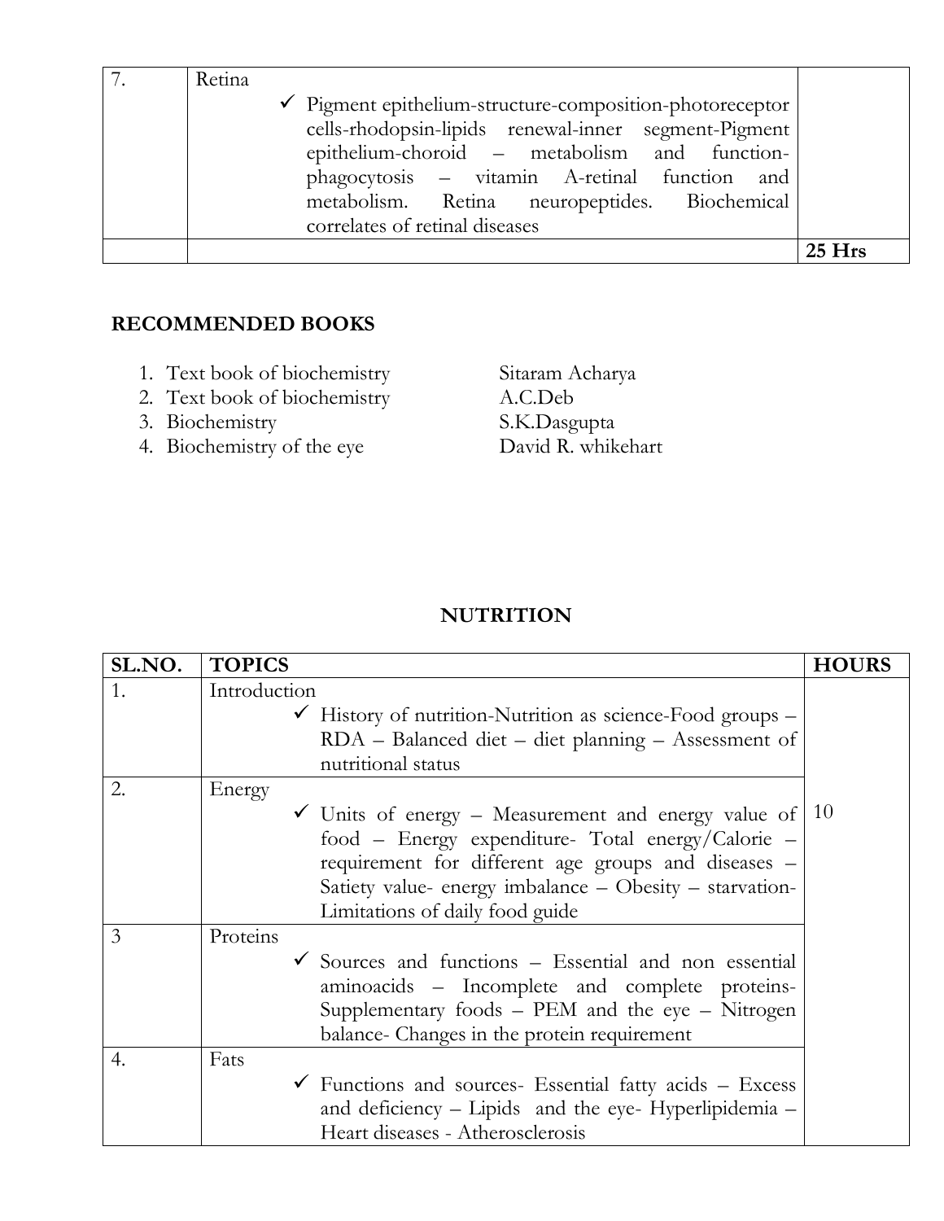| 7. | Retina<br>✓ Pigment epithelium-structure-composition-photoreceptor cells-rhodopsin-lipids renewal-inner segment-Pigment epithelium-choroid – metabolism and function-phagocytosis – vitamin A-retinal function and metabolism. Retina neuropeptides. Biochemical correlates of retinal diseases | |
|---|---|---|
| | | **25 Hrs** |

**RECOMMENDED BOOKS**

1. Text book of biochemistry — Sitaram Acharya
2. Text book of biochemistry — A.C.Deb
3. Biochemistry — S.K.Dasgupta
4. Biochemistry of the eye — David R. whikehart

## NUTRITION

| SL.NO. | TOPICS | HOURS |
|---|---|---|
| 1. | Introduction<br>✓ History of nutrition-Nutrition as science-Food groups – RDA – Balanced diet – diet planning – Assessment of nutritional status | 10 |
| 2. | Energy<br>✓ Units of energy – Measurement and energy value of food – Energy expenditure- Total energy/Calorie – requirement for different age groups and diseases – Satiety value- energy imbalance – Obesity – starvation-Limitations of daily food guide | |
| 3 | Proteins<br>✓ Sources and functions – Essential and non essential aminoacids – Incomplete and complete proteins-Supplementary foods – PEM and the eye – Nitrogen balance- Changes in the protein requirement | |
| 4. | Fats<br>✓ Functions and sources- Essential fatty acids – Excess and deficiency – Lipids and the eye- Hyperlipidemia – Heart diseases - Atherosclerosis | |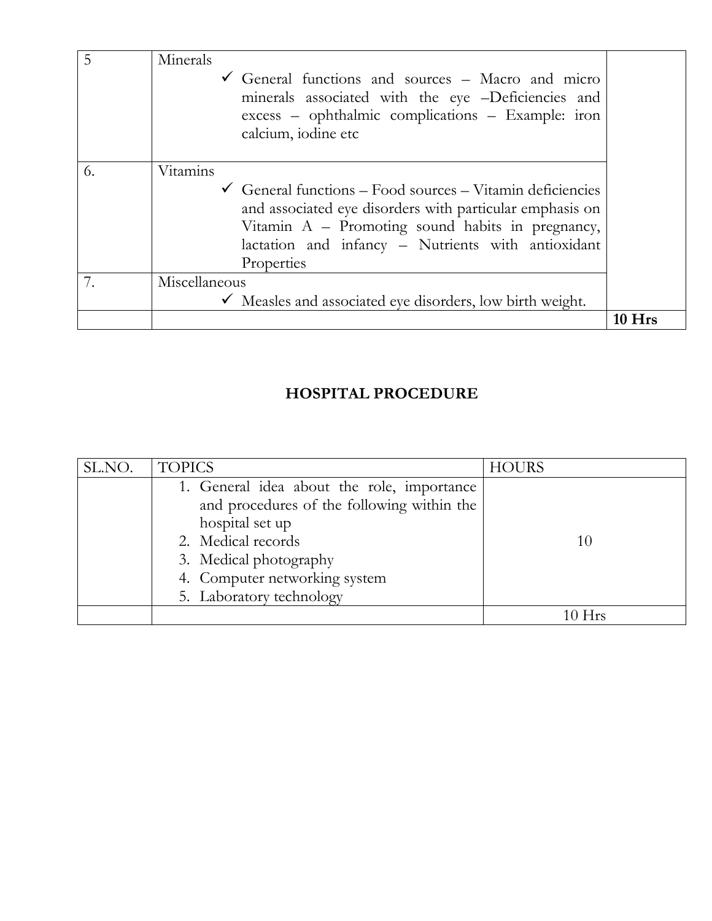| | | |
|---|---|---|
| 5 | Minerals<br>✓ General functions and sources – Macro and micro minerals associated with the eye –Deficiencies and excess – ophthalmic complications – Example: iron calcium, iodine etc | |
| 6. | Vitamins<br>✓ General functions – Food sources – Vitamin deficiencies and associated eye disorders with particular emphasis on Vitamin A – Promoting sound habits in pregnancy, lactation and infancy – Nutrients with antioxidant Properties | |
| 7. | Miscellaneous<br>✓ Measles and associated eye disorders, low birth weight. | |
| | | **10 Hrs** |

## HOSPITAL PROCEDURE

| SL.NO. | TOPICS | HOURS |
|---|---|---|
| | 1. General idea about the role, importance and procedures of the following within the hospital set up<br>2. Medical records<br>3. Medical photography<br>4. Computer networking system<br>5. Laboratory technology | 10 |
| | | 10 Hrs |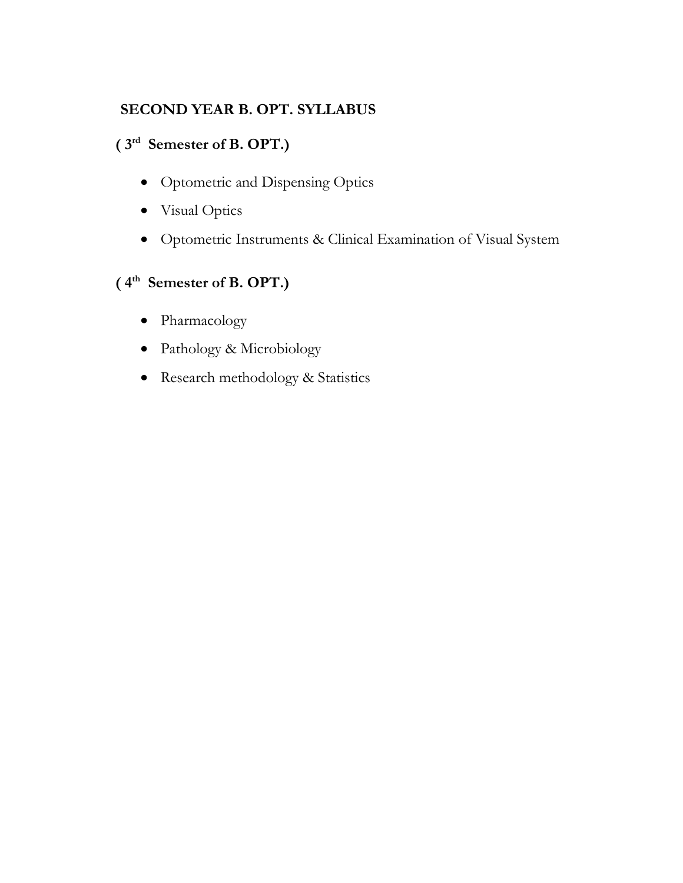# SECOND YEAR B. OPT. SYLLABUS

## ( 3rd Semester of B. OPT.)

- Optometric and Dispensing Optics
- Visual Optics
- Optometric Instruments & Clinical Examination of Visual System

## ( 4th Semester of B. OPT.)

- Pharmacology
- Pathology & Microbiology
- Research methodology & Statistics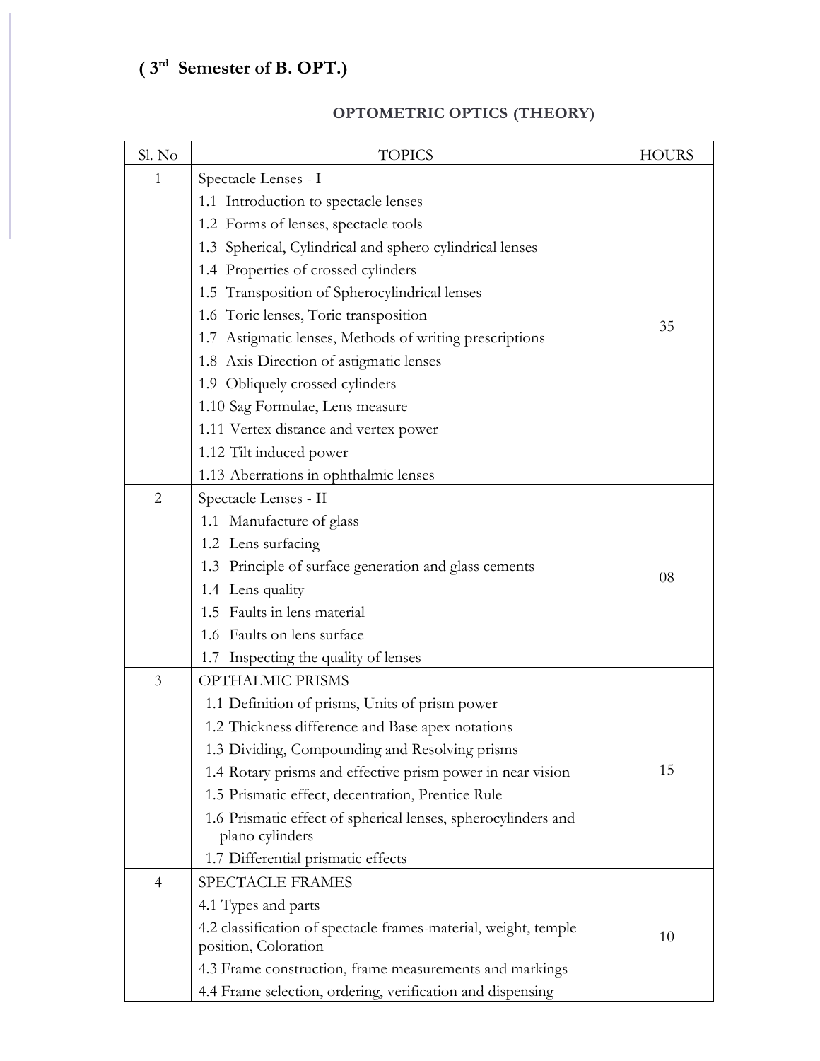## ( 3rd Semester of B. OPT.)

### OPTOMETRIC OPTICS (THEORY)

| Sl. No | TOPICS | HOURS |
|---|---|---|
| 1 | Spectacle Lenses - I<br>1.1 Introduction to spectacle lenses<br>1.2 Forms of lenses, spectacle tools<br>1.3 Spherical, Cylindrical and sphero cylindrical lenses<br>1.4 Properties of crossed cylinders<br>1.5 Transposition of Spherocylindrical lenses<br>1.6 Toric lenses, Toric transposition<br>1.7 Astigmatic lenses, Methods of writing prescriptions<br>1.8 Axis Direction of astigmatic lenses<br>1.9 Obliquely crossed cylinders<br>1.10 Sag Formulae, Lens measure<br>1.11 Vertex distance and vertex power<br>1.12 Tilt induced power<br>1.13 Aberrations in ophthalmic lenses | 35 |
| 2 | Spectacle Lenses - II<br>1.1 Manufacture of glass<br>1.2 Lens surfacing<br>1.3 Principle of surface generation and glass cements<br>1.4 Lens quality<br>1.5 Faults in lens material<br>1.6 Faults on lens surface<br>1.7 Inspecting the quality of lenses | 08 |
| 3 | OPTHALMIC PRISMS<br>1.1 Definition of prisms, Units of prism power<br>1.2 Thickness difference and Base apex notations<br>1.3 Dividing, Compounding and Resolving prisms<br>1.4 Rotary prisms and effective prism power in near vision<br>1.5 Prismatic effect, decentration, Prentice Rule<br>1.6 Prismatic effect of spherical lenses, spherocylinders and plano cylinders<br>1.7 Differential prismatic effects | 15 |
| 4 | SPECTACLE FRAMES<br>4.1 Types and parts<br>4.2 classification of spectacle frames-material, weight, temple position, Coloration<br>4.3 Frame construction, frame measurements and markings<br>4.4 Frame selection, ordering, verification and dispensing | 10 |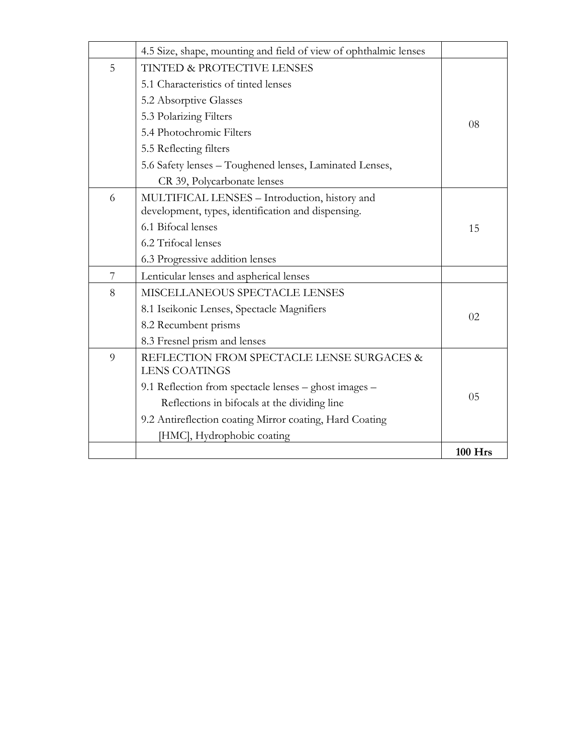| | | |
|---|---|---|
| | 4.5 Size, shape, mounting and field of view of ophthalmic lenses | |
| 5 | TINTED & PROTECTIVE LENSES<br>5.1 Characteristics of tinted lenses<br>5.2 Absorptive Glasses<br>5.3 Polarizing Filters<br>5.4 Photochromic Filters<br>5.5 Reflecting filters<br>5.6 Safety lenses – Toughened lenses, Laminated Lenses, CR 39, Polycarbonate lenses | 08 |
| 6 | MULTIFICAL LENSES – Introduction, history and development, types, identification and dispensing.<br>6.1 Bifocal lenses<br>6.2 Trifocal lenses<br>6.3 Progressive addition lenses | 15 |
| 7 | Lenticular lenses and aspherical lenses | |
| 8 | MISCELLANEOUS SPECTACLE LENSES<br>8.1 Iseikonic Lenses, Spectacle Magnifiers<br>8.2 Recumbent prisms<br>8.3 Fresnel prism and lenses | 02 |
| 9 | REFLECTION FROM SPECTACLE LENSE SURGACES & LENS COATINGS<br>9.1 Reflection from spectacle lenses – ghost images – Reflections in bifocals at the dividing line<br>9.2 Antireflection coating Mirror coating, Hard Coating [HMC], Hydrophobic coating | 05 |
| | | **100 Hrs** |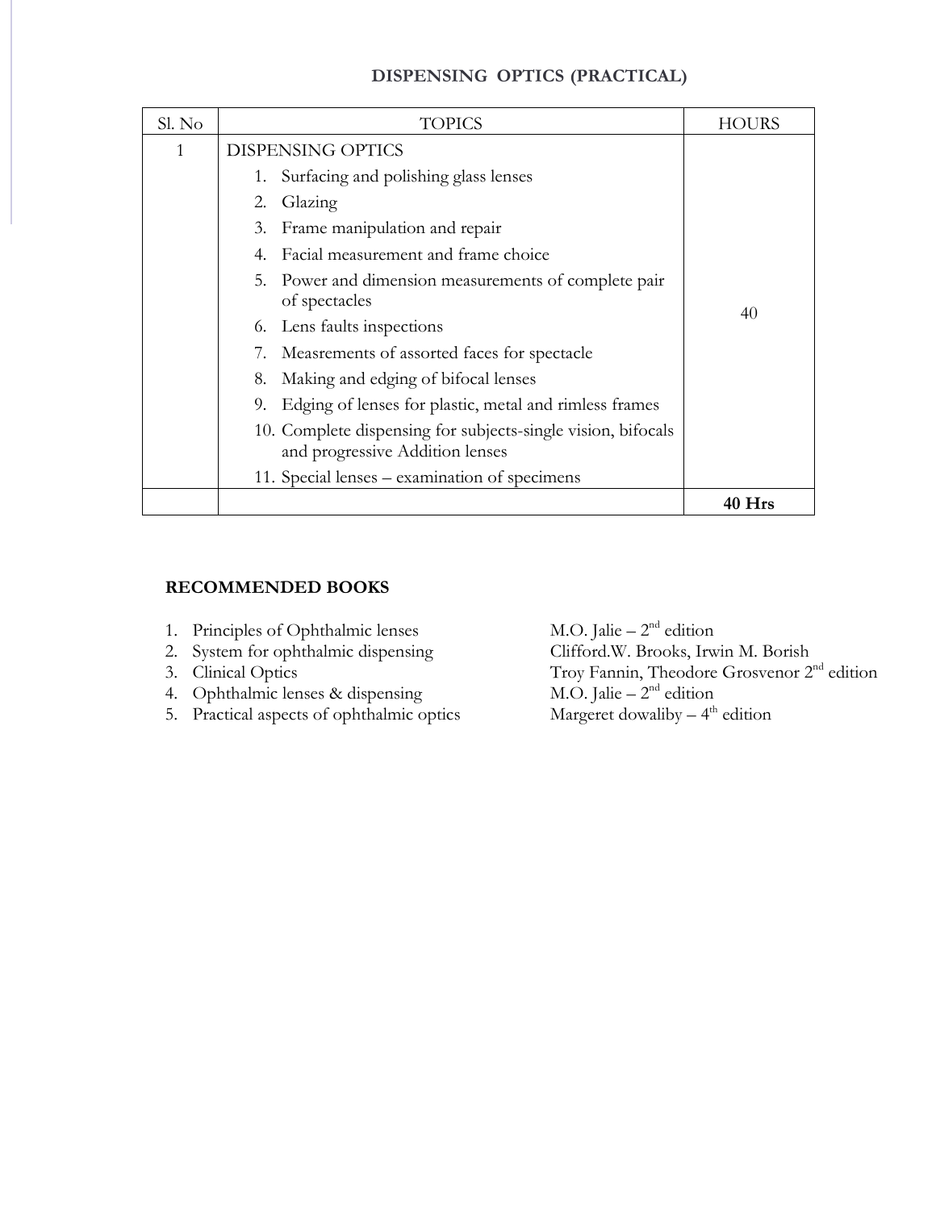## DISPENSING OPTICS (PRACTICAL)

| Sl. No | TOPICS | HOURS |
|---|---|---|
| 1 | DISPENSING OPTICS<br>1. Surfacing and polishing glass lenses<br>2. Glazing<br>3. Frame manipulation and repair<br>4. Facial measurement and frame choice<br>5. Power and dimension measurements of complete pair of spectacles<br>6. Lens faults inspections<br>7. Measrements of assorted faces for spectacle<br>8. Making and edging of bifocal lenses<br>9. Edging of lenses for plastic, metal and rimless frames<br>10. Complete dispensing for subjects-single vision, bifocals and progressive Addition lenses<br>11. Special lenses – examination of specimens | 40 |
| | | **40 Hrs** |

### RECOMMENDED BOOKS

1. Principles of Ophthalmic lenses — M.O. Jalie – 2nd edition
2. System for ophthalmic dispensing — Clifford.W. Brooks, Irwin M. Borish
3. Clinical Optics — Troy Fannin, Theodore Grosvenor 2nd edition
4. Ophthalmic lenses & dispensing — M.O. Jalie – 2nd edition
5. Practical aspects of ophthalmic optics — Margeret dowaliby – 4th edition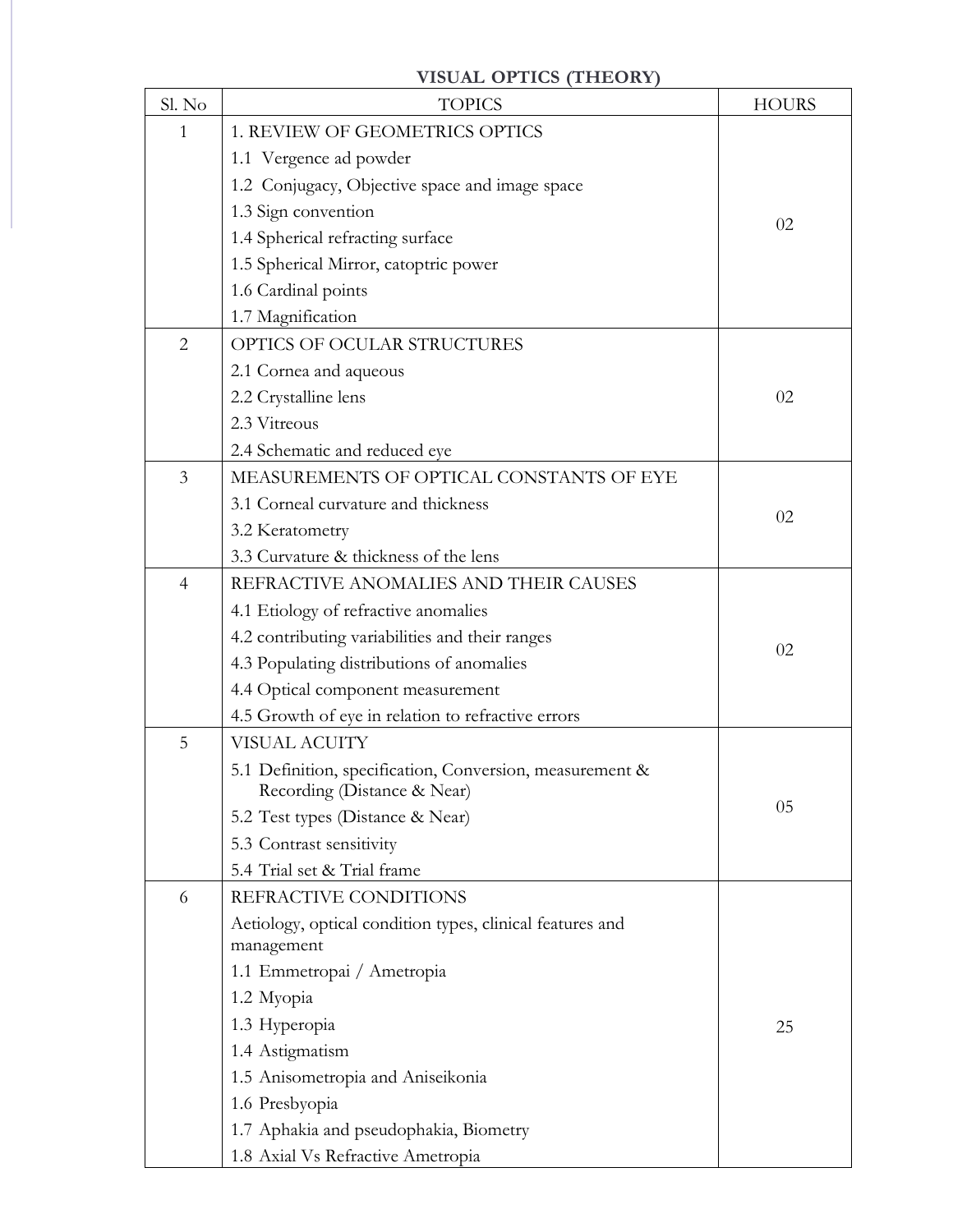## VISUAL OPTICS (THEORY)

| Sl. No | TOPICS | HOURS |
|---|---|---|
| 1 | 1. REVIEW OF GEOMETRICS OPTICS<br>1.1 Vergence ad powder<br>1.2 Conjugacy, Objective space and image space<br>1.3 Sign convention<br>1.4 Spherical refracting surface<br>1.5 Spherical Mirror, catoptric power<br>1.6 Cardinal points<br>1.7 Magnification | 02 |
| 2 | OPTICS OF OCULAR STRUCTURES<br>2.1 Cornea and aqueous<br>2.2 Crystalline lens<br>2.3 Vitreous<br>2.4 Schematic and reduced eye | 02 |
| 3 | MEASUREMENTS OF OPTICAL CONSTANTS OF EYE<br>3.1 Corneal curvature and thickness<br>3.2 Keratometry<br>3.3 Curvature & thickness of the lens | 02 |
| 4 | REFRACTIVE ANOMALIES AND THEIR CAUSES<br>4.1 Etiology of refractive anomalies<br>4.2 contributing variabilities and their ranges<br>4.3 Populating distributions of anomalies<br>4.4 Optical component measurement<br>4.5 Growth of eye in relation to refractive errors | 02 |
| 5 | VISUAL ACUITY<br>5.1 Definition, specification, Conversion, measurement & Recording (Distance & Near)<br>5.2 Test types (Distance & Near)<br>5.3 Contrast sensitivity<br>5.4 Trial set & Trial frame | 05 |
| 6 | REFRACTIVE CONDITIONS<br>Aetiology, optical condition types, clinical features and management<br>1.1 Emmetropai / Ametropia<br>1.2 Myopia<br>1.3 Hyperopia<br>1.4 Astigmatism<br>1.5 Anisometropia and Aniseikonia<br>1.6 Presbyopia<br>1.7 Aphakia and pseudophakia, Biometry<br>1.8 Axial Vs Refractive Ametropia | 25 |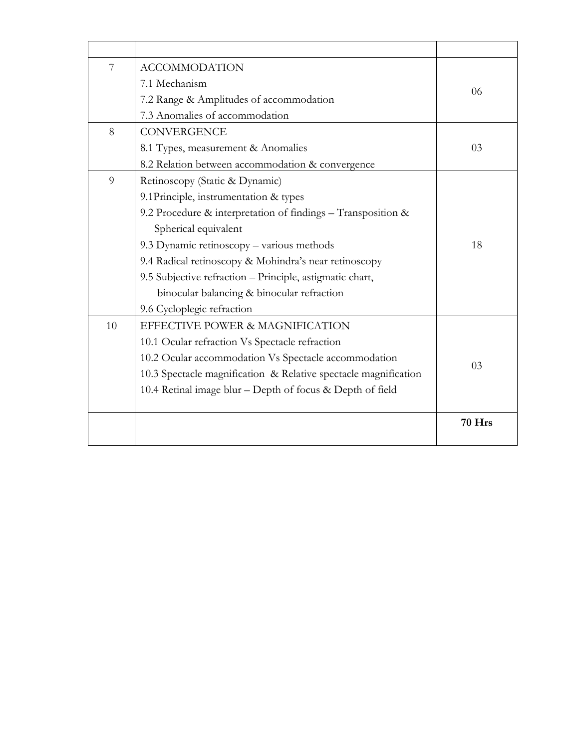| | | |
|---|---|---|
| 7 | ACCOMMODATION<br>7.1 Mechanism<br>7.2 Range & Amplitudes of accommodation<br>7.3 Anomalies of accommodation | 06 |
| 8 | CONVERGENCE<br>8.1 Types, measurement & Anomalies<br>8.2 Relation between accommodation & convergence | 03 |
| 9 | Retinoscopy (Static & Dynamic)<br>9.1Principle, instrumentation & types<br>9.2 Procedure & interpretation of findings – Transposition & Spherical equivalent<br>9.3 Dynamic retinoscopy – various methods<br>9.4 Radical retinoscopy & Mohindra's near retinoscopy<br>9.5 Subjective refraction – Principle, astigmatic chart, binocular balancing & binocular refraction<br>9.6 Cycloplegic refraction | 18 |
| 10 | EFFECTIVE POWER & MAGNIFICATION<br>10.1 Ocular refraction Vs Spectacle refraction<br>10.2 Ocular accommodation Vs Spectacle accommodation<br>10.3 Spectacle magnification & Relative spectacle magnification<br>10.4 Retinal image blur – Depth of focus & Depth of field | 03 |
| | | **70 Hrs** |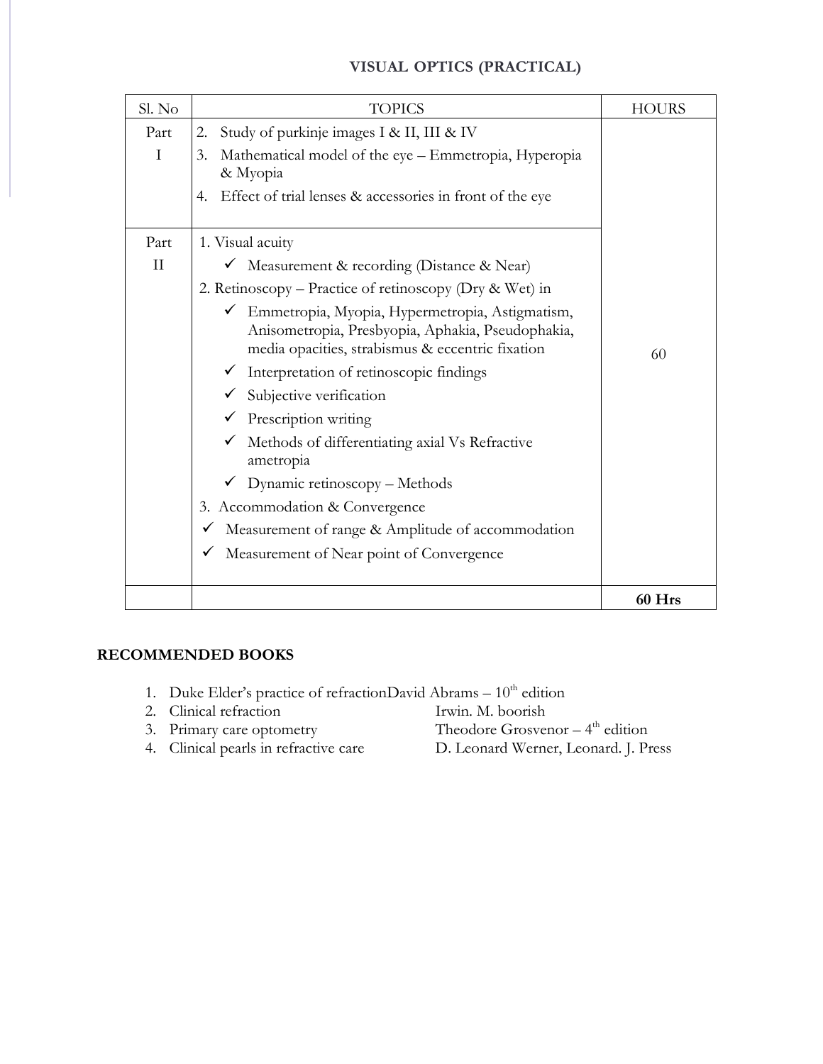## VISUAL OPTICS (PRACTICAL)

| Sl. No | TOPICS | HOURS |
|---|---|---|
| Part I | 2. Study of purkinje images I & II, III & IV<br>3. Mathematical model of the eye – Emmetropia, Hyperopia & Myopia<br>4. Effect of trial lenses & accessories in front of the eye | 60 |
| Part II | 1. Visual acuity<br>✓ Measurement & recording (Distance & Near)<br>2. Retinoscopy – Practice of retinoscopy (Dry & Wet) in<br>✓ Emmetropia, Myopia, Hypermetropia, Astigmatism, Anisometropia, Presbyopia, Aphakia, Pseudophakia, media opacities, strabismus & eccentric fixation<br>✓ Interpretation of retinoscopic findings<br>✓ Subjective verification<br>✓ Prescription writing<br>✓ Methods of differentiating axial Vs Refractive ametropia<br>✓ Dynamic retinoscopy – Methods<br>3. Accommodation & Convergence<br>✓ Measurement of range & Amplitude of accommodation<br>✓ Measurement of Near point of Convergence | |
| | | **60 Hrs** |

### RECOMMENDED BOOKS

1. Duke Elder's practice of refractionDavid Abrams – 10th edition
2. Clinical refraction — Irwin. M. boorish
3. Primary care optometry — Theodore Grosvenor – 4th edition
4. Clinical pearls in refractive care — D. Leonard Werner, Leonard. J. Press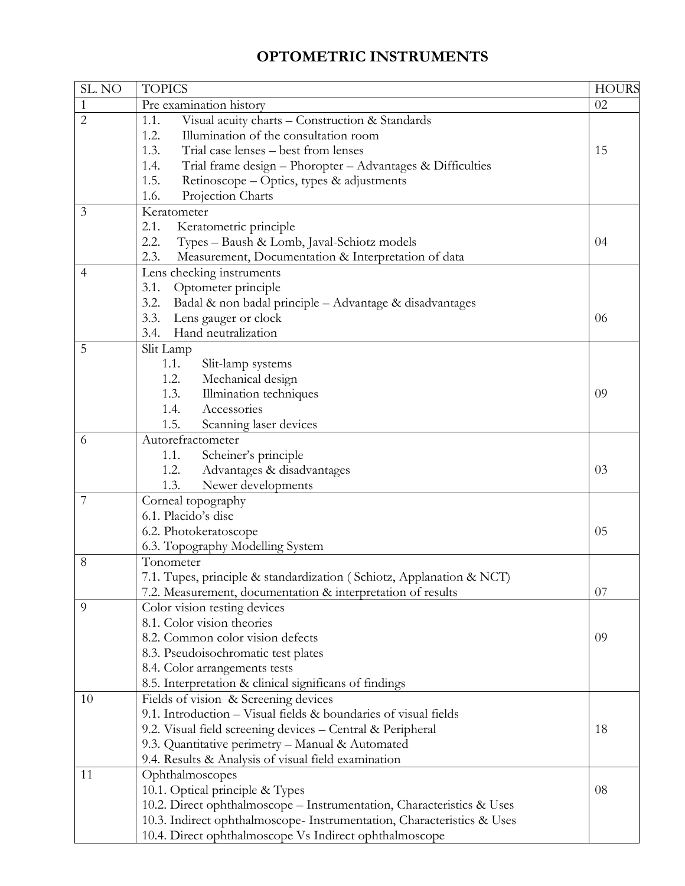# OPTOMETRIC INSTRUMENTS

| SL. NO | TOPICS | HOURS |
|---|---|---|
| 1 | Pre examination history | 02 |
| 2 | 1.1. Visual acuity charts – Construction & Standards<br>1.2. Illumination of the consultation room<br>1.3. Trial case lenses – best from lenses<br>1.4. Trial frame design – Phoropter – Advantages & Difficulties<br>1.5. Retinoscope – Optics, types & adjustments<br>1.6. Projection Charts | 15 |
| 3 | Keratometer<br>2.1. Keratometric principle<br>2.2. Types – Baush & Lomb, Javal-Schiotz models<br>2.3. Measurement, Documentation & Interpretation of data | 04 |
| 4 | Lens checking instruments<br>3.1. Optometer principle<br>3.2. Badal & non badal principle – Advantage & disadvantages<br>3.3. Lens gauger or clock<br>3.4. Hand neutralization | 06 |
| 5 | Slit Lamp<br>1.1. Slit-lamp systems<br>1.2. Mechanical design<br>1.3. Illmination techniques<br>1.4. Accessories<br>1.5. Scanning laser devices | 09 |
| 6 | Autorefractometer<br>1.1. Scheiner's principle<br>1.2. Advantages & disadvantages<br>1.3. Newer developments | 03 |
| 7 | Corneal topography<br>6.1. Placido's disc<br>6.2. Photokeratoscope<br>6.3. Topography Modelling System | 05 |
| 8 | Tonometer<br>7.1. Tupes, principle & standardization ( Schiotz, Applanation & NCT)<br>7.2. Measurement, documentation & interpretation of results | 07 |
| 9 | Color vision testing devices<br>8.1. Color vision theories<br>8.2. Common color vision defects<br>8.3. Pseudoisochromatic test plates<br>8.4. Color arrangements tests<br>8.5. Interpretation & clinical significans of findings | 09 |
| 10 | Fields of vision & Screening devices<br>9.1. Introduction – Visual fields & boundaries of visual fields<br>9.2. Visual field screening devices – Central & Peripheral<br>9.3. Quantitative perimetry – Manual & Automated<br>9.4. Results & Analysis of visual field examination | 18 |
| 11 | Ophthalmoscopes<br>10.1. Optical principle & Types<br>10.2. Direct ophthalmoscope – Instrumentation, Characteristics & Uses<br>10.3. Indirect ophthalmoscope- Instrumentation, Characteristics & Uses<br>10.4. Direct ophthalmoscope Vs Indirect ophthalmoscope | 08 |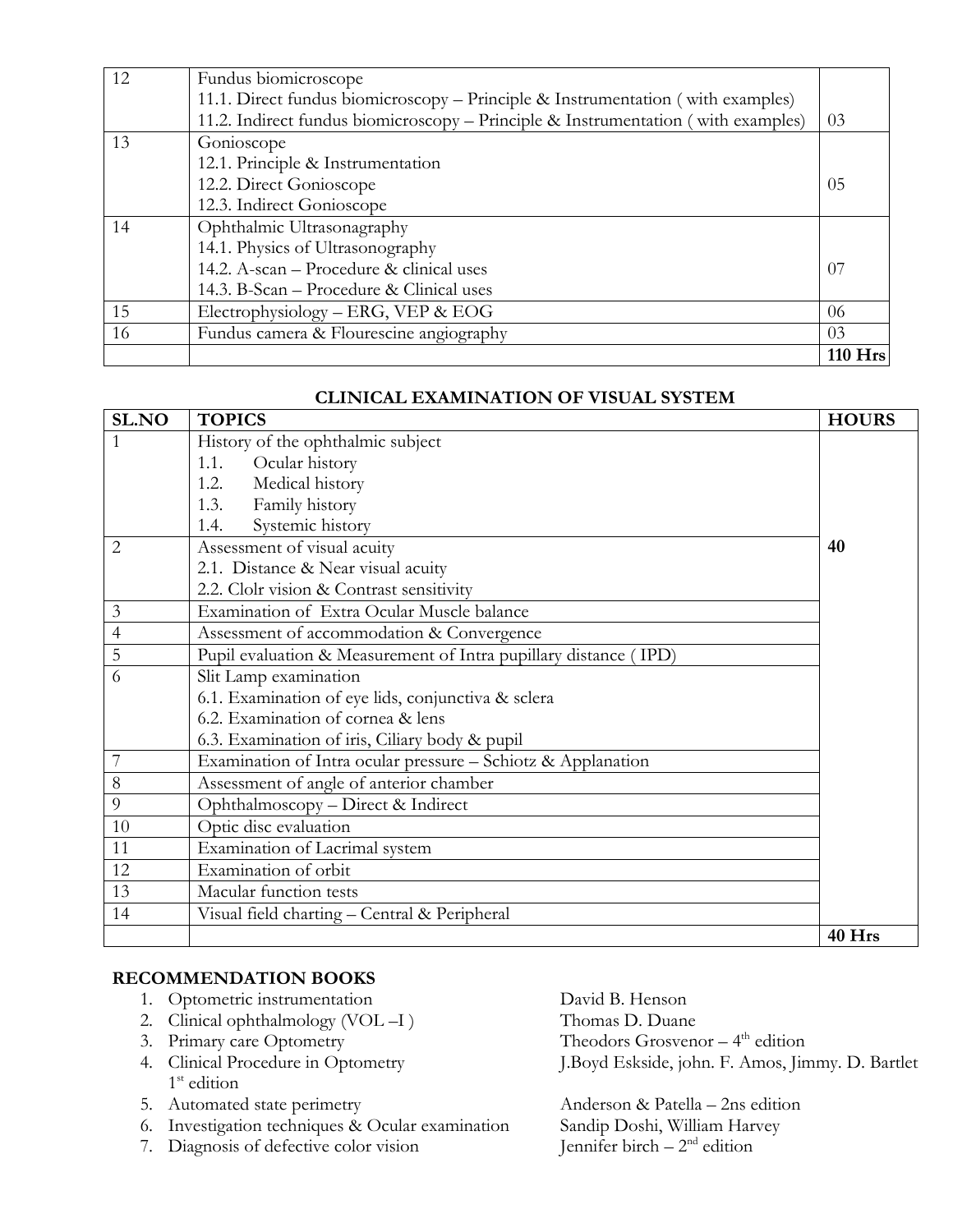| | | |
|---|---|---|
| 12 | Fundus biomicroscope<br>11.1. Direct fundus biomicroscopy – Principle & Instrumentation ( with examples)<br>11.2. Indirect fundus biomicroscopy – Principle & Instrumentation ( with examples) | 03 |
| 13 | Gonioscope<br>12.1. Principle & Instrumentation<br>12.2. Direct Gonioscope<br>12.3. Indirect Gonioscope | 05 |
| 14 | Ophthalmic Ultrasonagraphy<br>14.1. Physics of Ultrasonography<br>14.2. A-scan – Procedure & clinical uses<br>14.3. B-Scan – Procedure & Clinical uses | 07 |
| 15 | Electrophysiology – ERG, VEP & EOG | 06 |
| 16 | Fundus camera & Flourescine angiography | 03 |
| | | **110 Hrs** |

**CLINICAL EXAMINATION OF VISUAL SYSTEM**

| SL.NO | TOPICS | HOURS |
|---|---|---|
| 1 | History of the ophthalmic subject<br>1.1. Ocular history<br>1.2. Medical history<br>1.3. Family history<br>1.4. Systemic history | **40** |
| 2 | Assessment of visual acuity<br>2.1. Distance & Near visual acuity<br>2.2. Clolr vision & Contrast sensitivity | |
| 3 | Examination of Extra Ocular Muscle balance | |
| 4 | Assessment of accommodation & Convergence | |
| 5 | Pupil evaluation & Measurement of Intra pupillary distance ( IPD) | |
| 6 | Slit Lamp examination<br>6.1. Examination of eye lids, conjunctiva & sclera<br>6.2. Examination of cornea & lens<br>6.3. Examination of iris, Ciliary body & pupil | |
| 7 | Examination of Intra ocular pressure – Schiotz & Applanation | |
| 8 | Assessment of angle of anterior chamber | |
| 9 | Ophthalmoscopy – Direct & Indirect | |
| 10 | Optic disc evaluation | |
| 11 | Examination of Lacrimal system | |
| 12 | Examination of orbit | |
| 13 | Macular function tests | |
| 14 | Visual field charting – Central & Peripheral | |
| | | **40 Hrs** |

**RECOMMENDATION BOOKS**

1. Optometric instrumentation — David B. Henson
2. Clinical ophthalmology (VOL –I ) — Thomas D. Duane
3. Primary care Optometry — Theodors Grosvenor – 4th edition
4. Clinical Procedure in Optometry 1st edition — J.Boyd Eskside, john. F. Amos, Jimmy. D. Bartlet
5. Automated state perimetry — Anderson & Patella – 2ns edition
6. Investigation techniques & Ocular examination — Sandip Doshi, William Harvey
7. Diagnosis of defective color vision — Jennifer birch – 2nd edition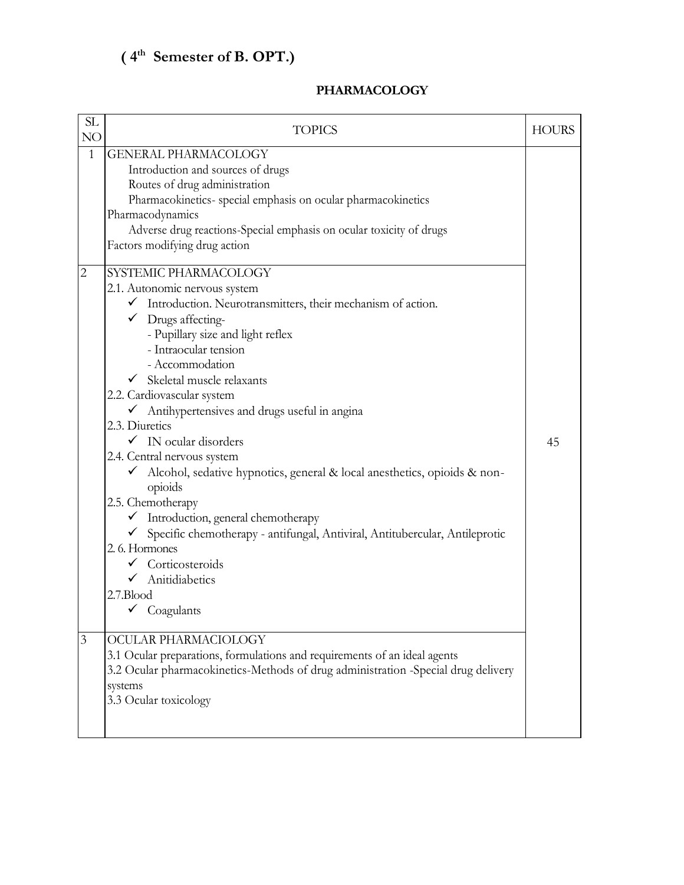# ( 4th Semester of B. OPT.)

## PHARMACOLOGY

| SL NO | TOPICS | HOURS |
|---|---|---|
| 1 | GENERAL PHARMACOLOGY<br>Introduction and sources of drugs<br>Routes of drug administration<br>Pharmacokinetics- special emphasis on ocular pharmacokinetics<br>Pharmacodynamics<br>Adverse drug reactions-Special emphasis on ocular toxicity of drugs<br>Factors modifying drug action | 45 |
| 2 | SYSTEMIC PHARMACOLOGY<br>2.1. Autonomic nervous system<br>✓ Introduction. Neurotransmitters, their mechanism of action.<br>✓ Drugs affecting-<br>- Pupillary size and light reflex<br>- Intraocular tension<br>- Accommodation<br>✓ Skeletal muscle relaxants<br>2.2. Cardiovascular system<br>✓ Antihypertensives and drugs useful in angina<br>2.3. Diuretics<br>✓ IN ocular disorders<br>2.4. Central nervous system<br>✓ Alcohol, sedative hypnotics, general & local anesthetics, opioids & non-opioids<br>2.5. Chemotherapy<br>✓ Introduction, general chemotherapy<br>✓ Specific chemotherapy - antifungal, Antiviral, Antitubercular, Antileprotic<br>2. 6. Hormones<br>✓ Corticosteroids<br>✓ Anitidiabetics<br>2.7.Blood<br>✓ Coagulants | |
| 3 | OCULAR PHARMACIOLOGY<br>3.1 Ocular preparations, formulations and requirements of an ideal agents<br>3.2 Ocular pharmacokinetics-Methods of drug administration -Special drug delivery systems<br>3.3 Ocular toxicology | |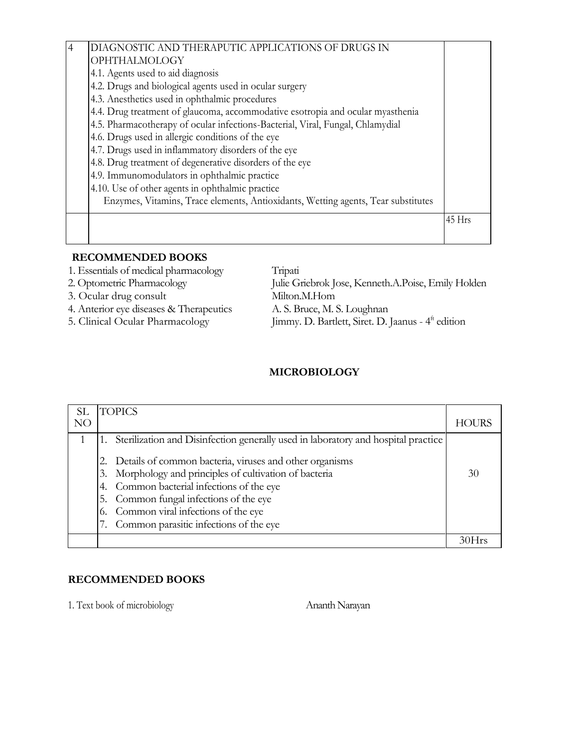| | | |
|---|---|---|
| 4 | DIAGNOSTIC AND THERAPUTIC APPLICATIONS OF DRUGS IN OPHTHALMOLOGY<br>4.1. Agents used to aid diagnosis<br>4.2. Drugs and biological agents used in ocular surgery<br>4.3. Anesthetics used in ophthalmic procedures<br>4.4. Drug treatment of glaucoma, accommodative esotropia and ocular myasthenia<br>4.5. Pharmacotherapy of ocular infections-Bacterial, Viral, Fungal, Chlamydial<br>4.6. Drugs used in allergic conditions of the eye<br>4.7. Drugs used in inflammatory disorders of the eye<br>4.8. Drug treatment of degenerative disorders of the eye<br>4.9. Immunomodulators in ophthalmic practice<br>4.10. Use of other agents in ophthalmic practice<br>Enzymes, Vitamins, Trace elements, Antioxidants, Wetting agents, Tear substitutes | |
| | | 45 Hrs |

**RECOMMENDED BOOKS**

1. Essentials of medical pharmacology — Tripati
2. Optometric Pharmacology — Julie Griebrok Jose, Kenneth.A.Poise, Emily Holden
3. Ocular drug consult — Milton.M.Hom
4. Anterior eye diseases & Therapeutics — A. S. Bruce, M. S. Loughnan
5. Clinical Ocular Pharmacology — Jimmy. D. Bartlett, Siret. D. Jaanus - 4th edition

## MICROBIOLOGY

| SL NO | TOPICS | HOURS |
|---|---|---|
| 1 | 1. Sterilization and Disinfection generally used in laboratory and hospital practice<br>2. Details of common bacteria, viruses and other organisms<br>3. Morphology and principles of cultivation of bacteria<br>4. Common bacterial infections of the eye<br>5. Common fungal infections of the eye<br>6. Common viral infections of the eye<br>7. Common parasitic infections of the eye | 30 |
| | | 30Hrs |

**RECOMMENDED BOOKS**

1. Text book of microbiology — Ananth Narayan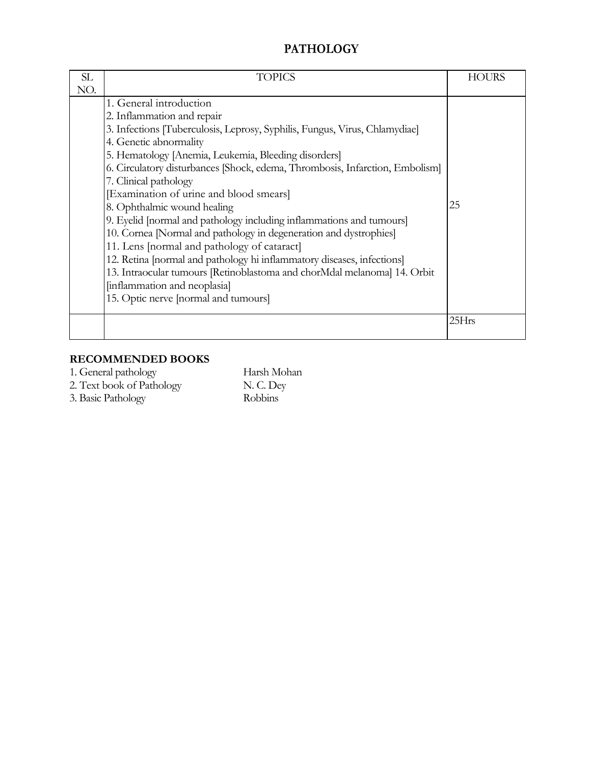# PATHOLOGY

| SL NO. | TOPICS | HOURS |
|---|---|---|
| | 1. General introduction<br>2. Inflammation and repair<br>3. Infections [Tuberculosis, Leprosy, Syphilis, Fungus, Virus, Chlamydiae]<br>4. Genetic abnormality<br>5. Hematology [Anemia, Leukemia, Bleeding disorders]<br>6. Circulatory disturbances [Shock, edema, Thrombosis, Infarction, Embolism]<br>7. Clinical pathology<br>[Examination of urine and blood smears]<br>8. Ophthalmic wound healing<br>9. Eyelid [normal and pathology including inflammations and tumours]<br>10. Cornea [Normal and pathology in degeneration and dystrophies]<br>11. Lens [normal and pathology of cataract]<br>12. Retina [normal and pathology hi inflammatory diseases, infections]<br>13. Intraocular tumours [Retinoblastoma and chorMdal melanoma] 14. Orbit [inflammation and neoplasia]<br>15. Optic nerve [normal and tumours] | 25 |
| | | 25Hrs |

## RECOMMENDED BOOKS

| | |
|---|---|
| 1. General pathology | Harsh Mohan |
| 2. Text book of Pathology | N. C. Dey |
| 3. Basic Pathology | Robbins |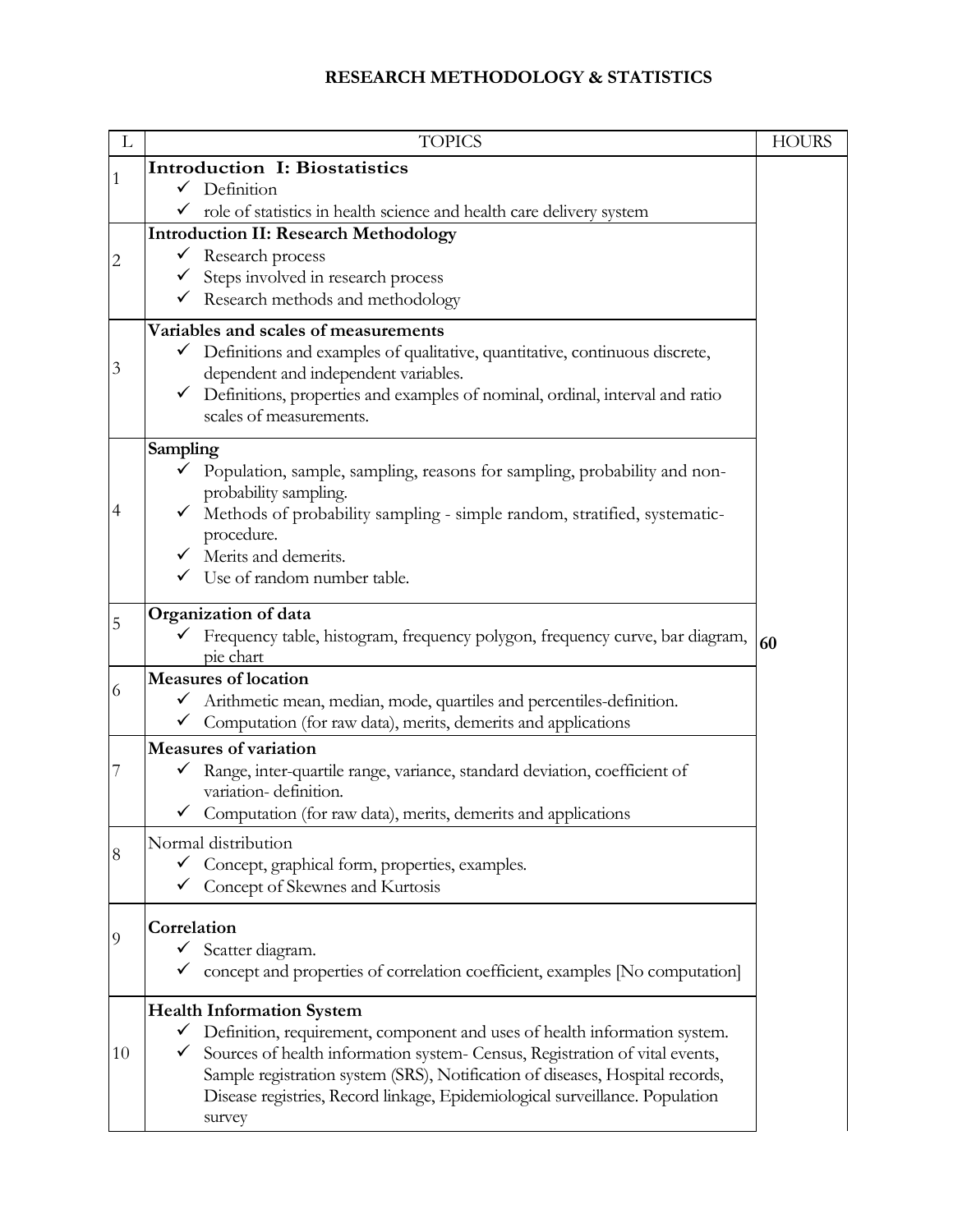# RESEARCH METHODOLOGY & STATISTICS

| L | TOPICS | HOURS |
|---|---|---|
| 1 | **Introduction I: Biostatistics**<br>✓ Definition<br>✓ role of statistics in health science and health care delivery system | |
| 2 | **Introduction II: Research Methodology**<br>✓ Research process<br>✓ Steps involved in research process<br>✓ Research methods and methodology | |
| 3 | **Variables and scales of measurements**<br>✓ Definitions and examples of qualitative, quantitative, continuous discrete, dependent and independent variables.<br>✓ Definitions, properties and examples of nominal, ordinal, interval and ratio scales of measurements. | |
| 4 | **Sampling**<br>✓ Population, sample, sampling, reasons for sampling, probability and non-probability sampling.<br>✓ Methods of probability sampling - simple random, stratified, systematic-procedure.<br>✓ Merits and demerits.<br>✓ Use of random number table. | |
| 5 | **Organization of data**<br>✓ Frequency table, histogram, frequency polygon, frequency curve, bar diagram, pie chart | **60** |
| 6 | **Measures of location**<br>✓ Arithmetic mean, median, mode, quartiles and percentiles-definition.<br>✓ Computation (for raw data), merits, demerits and applications | |
| 7 | **Measures of variation**<br>✓ Range, inter-quartile range, variance, standard deviation, coefficient of variation- definition.<br>✓ Computation (for raw data), merits, demerits and applications | |
| 8 | Normal distribution<br>✓ Concept, graphical form, properties, examples.<br>✓ Concept of Skewnes and Kurtosis | |
| 9 | **Correlation**<br>✓ Scatter diagram.<br>✓ concept and properties of correlation coefficient, examples [No computation] | |
| 10 | **Health Information System**<br>✓ Definition, requirement, component and uses of health information system.<br>✓ Sources of health information system- Census, Registration of vital events, Sample registration system (SRS), Notification of diseases, Hospital records, Disease registries, Record linkage, Epidemiological surveillance. Population survey | |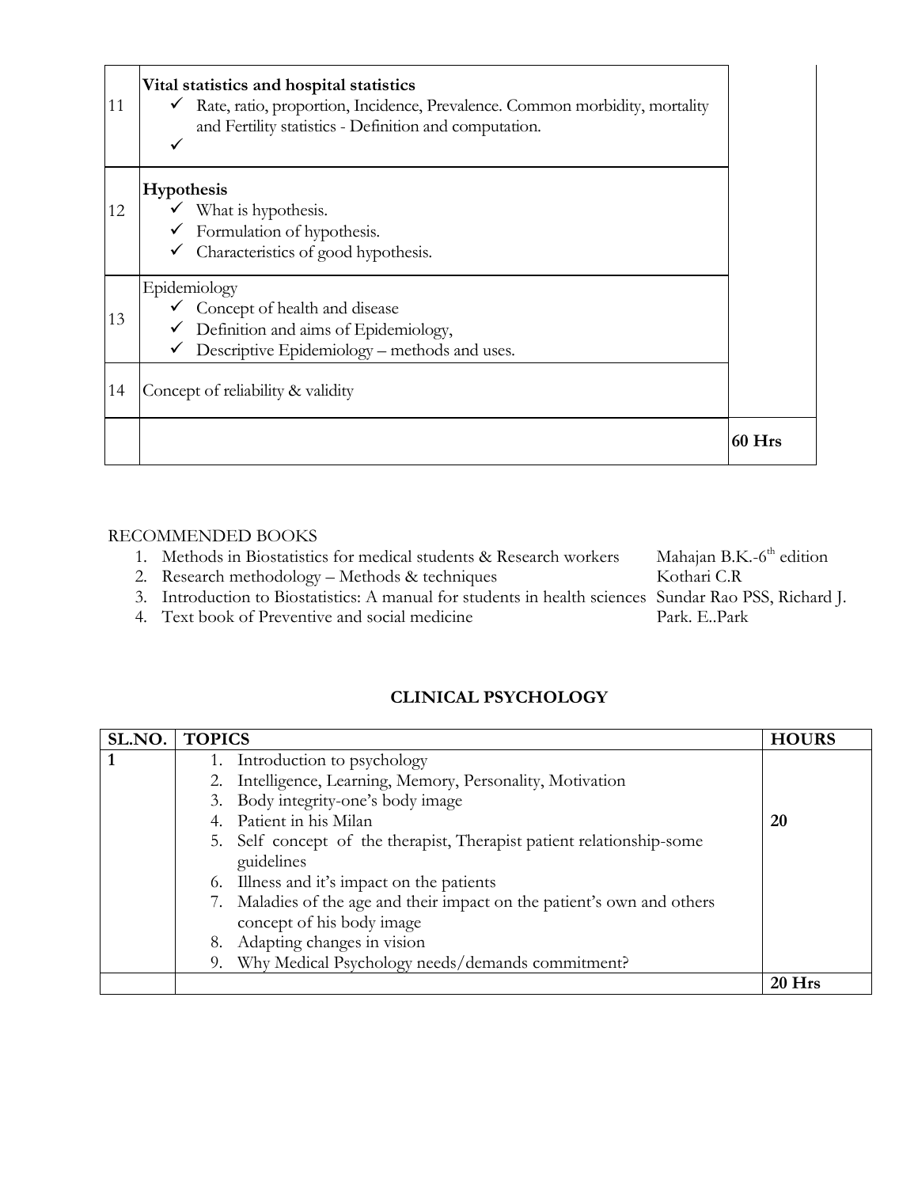| | | |
|---|---|---|
| 11 | **Vital statistics and hospital statistics**<br>✓ Rate, ratio, proportion, Incidence, Prevalence. Common morbidity, mortality and Fertility statistics - Definition and computation.<br>✓ | |
| 12 | **Hypothesis**<br>✓ What is hypothesis.<br>✓ Formulation of hypothesis.<br>✓ Characteristics of good hypothesis. | |
| 13 | Epidemiology<br>✓ Concept of health and disease<br>✓ Definition and aims of Epidemiology,<br>✓ Descriptive Epidemiology – methods and uses. | |
| 14 | Concept of reliability & validity | |
| | | **60 Hrs** |

RECOMMENDED BOOKS

1. Methods in Biostatistics for medical students & Research workers — Mahajan B.K.-6th edition
2. Research methodology – Methods & techniques — Kothari C.R
3. Introduction to Biostatistics: A manual for students in health sciences — Sundar Rao PSS, Richard J.
4. Text book of Preventive and social medicine — Park. E..Park

## CLINICAL PSYCHOLOGY

| SL.NO. | TOPICS | HOURS |
|---|---|---|
| **1** | 1. Introduction to psychology<br>2. Intelligence, Learning, Memory, Personality, Motivation<br>3. Body integrity-one's body image<br>4. Patient in his Milan<br>5. Self concept of the therapist, Therapist patient relationship-some guidelines<br>6. Illness and it's impact on the patients<br>7. Maladies of the age and their impact on the patient's own and others concept of his body image<br>8. Adapting changes in vision<br>9. Why Medical Psychology needs/demands commitment? | **20** |
| | | **20 Hrs** |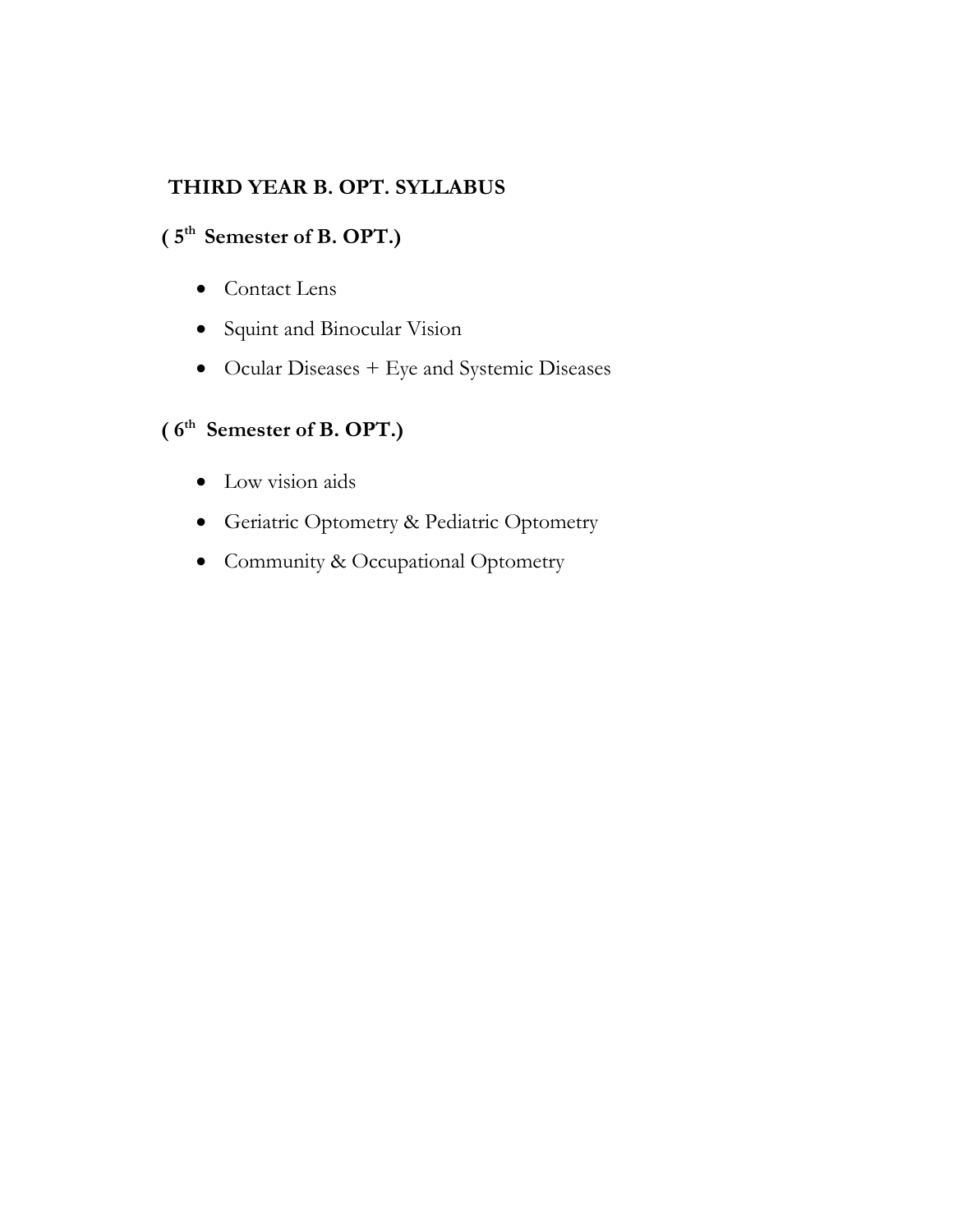## THIRD YEAR B. OPT. SYLLABUS

### ( 5th Semester of B. OPT.)

- Contact Lens
- Squint and Binocular Vision
- Ocular Diseases + Eye and Systemic Diseases

### ( 6th Semester of B. OPT.)

- Low vision aids
- Geriatric Optometry & Pediatric Optometry
- Community & Occupational Optometry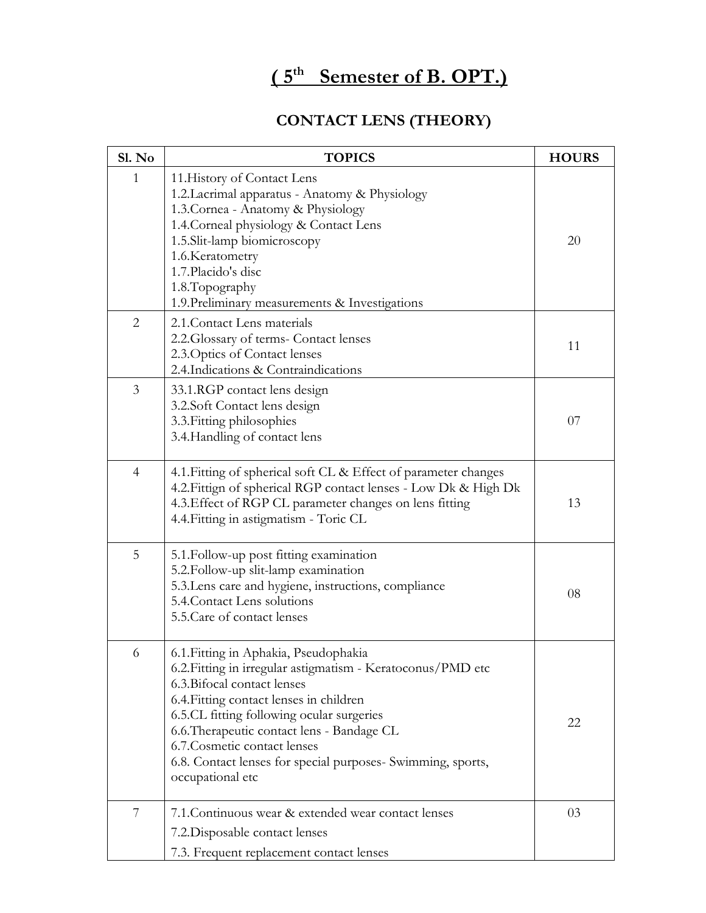# ( 5th Semester of B. OPT.)

## CONTACT LENS (THEORY)

| Sl. No | TOPICS | HOURS |
|---|---|---|
| 1 | 11.History of Contact Lens<br>1.2.Lacrimal apparatus - Anatomy & Physiology<br>1.3.Cornea - Anatomy & Physiology<br>1.4.Corneal physiology & Contact Lens<br>1.5.Slit-lamp biomicroscopy<br>1.6.Keratometry<br>1.7.Placido's disc<br>1.8.Topography<br>1.9.Preliminary measurements & Investigations | 20 |
| 2 | 2.1.Contact Lens materials<br>2.2.Glossary of terms- Contact lenses<br>2.3.Optics of Contact lenses<br>2.4.Indications & Contraindications | 11 |
| 3 | 33.1.RGP contact lens design<br>3.2.Soft Contact lens design<br>3.3.Fitting philosophies<br>3.4.Handling of contact lens | 07 |
| 4 | 4.1.Fitting of spherical soft CL & Effect of parameter changes<br>4.2.Fittign of spherical RGP contact lenses - Low Dk & High Dk<br>4.3.Effect of RGP CL parameter changes on lens fitting<br>4.4.Fitting in astigmatism - Toric CL | 13 |
| 5 | 5.1.Follow-up post fitting examination<br>5.2.Follow-up slit-lamp examination<br>5.3.Lens care and hygiene, instructions, compliance<br>5.4.Contact Lens solutions<br>5.5.Care of contact lenses | 08 |
| 6 | 6.1.Fitting in Aphakia, Pseudophakia<br>6.2.Fitting in irregular astigmatism - Keratoconus/PMD etc<br>6.3.Bifocal contact lenses<br>6.4.Fitting contact lenses in children<br>6.5.CL fitting following ocular surgeries<br>6.6.Therapeutic contact lens - Bandage CL<br>6.7.Cosmetic contact lenses<br>6.8. Contact lenses for special purposes- Swimming, sports, occupational etc | 22 |
| 7 | 7.1.Continuous wear & extended wear contact lenses<br>7.2.Disposable contact lenses<br>7.3. Frequent replacement contact lenses | 03 |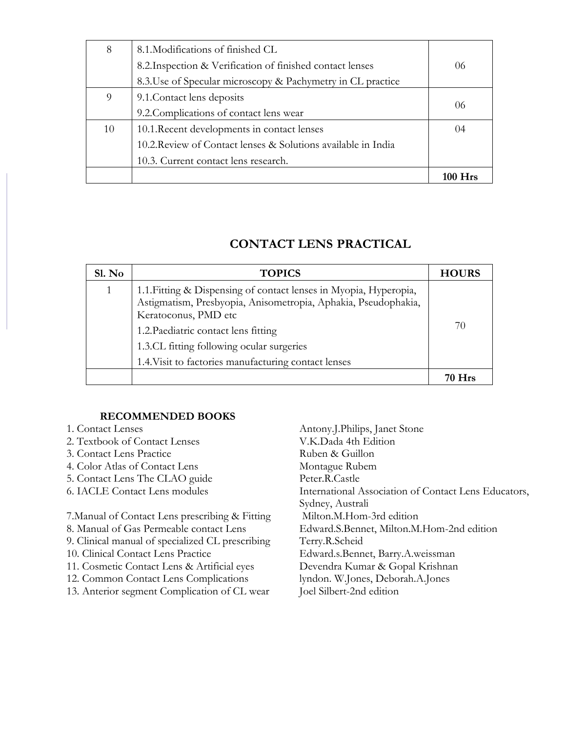| 8 | 8.1.Modifications of finished CL<br>8.2.Inspection & Verification of finished contact lenses<br>8.3.Use of Specular microscopy & Pachymetry in CL practice | 06 |
|---|---|---|
| 9 | 9.1.Contact lens deposits<br>9.2.Complications of contact lens wear | 06 |
| 10 | 10.1.Recent developments in contact lenses<br>10.2.Review of Contact lenses & Solutions available in India<br>10.3. Current contact lens research. | 04 |
| | | **100 Hrs** |

## CONTACT LENS PRACTICAL

| Sl. No | TOPICS | HOURS |
|---|---|---|
| 1 | 1.1.Fitting & Dispensing of contact lenses in Myopia, Hyperopia, Astigmatism, Presbyopia, Anisometropia, Aphakia, Pseudophakia, Keratoconus, PMD etc<br>1.2.Paediatric contact lens fitting<br>1.3.CL fitting following ocular surgeries<br>1.4.Visit to factories manufacturing contact lenses | 70 |
| | | **70 Hrs** |

**RECOMMENDED BOOKS**

1. Contact Lenses — Antony.J.Philips, Janet Stone
2. Textbook of Contact Lenses — V.K.Dada 4th Edition
3. Contact Lens Practice — Ruben & Guillon
4. Color Atlas of Contact Lens — Montague Rubem
5. Contact Lens The CLAO guide — Peter.R.Castle
6. IACLE Contact Lens modules — International Association of Contact Lens Educators, Sydney, Australi
7. Manual of Contact Lens prescribing & Fitting — Milton.M.Hom-3rd edition
8. Manual of Gas Permeable contact Lens — Edward.S.Bennet, Milton.M.Hom-2nd edition
9. Clinical manual of specialized CL prescribing — Terry.R.Scheid
10. Clinical Contact Lens Practice — Edward.s.Bennet, Barry.A.weissman
11. Cosmetic Contact Lens & Artificial eyes — Devendra Kumar & Gopal Krishnan
12. Common Contact Lens Complications — lyndon. W.Jones, Deborah.A.Jones
13. Anterior segment Complication of CL wear — Joel Silbert-2nd edition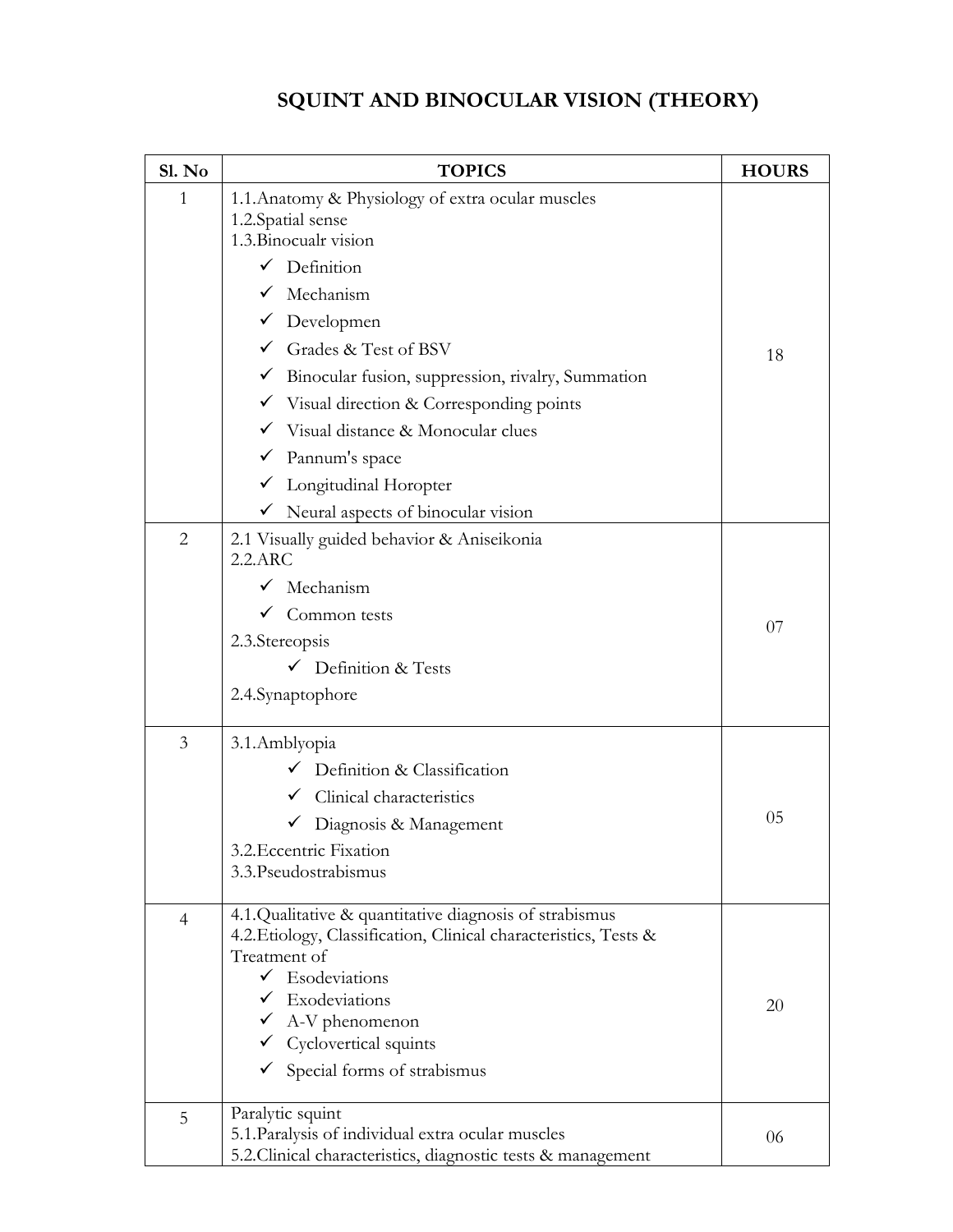# SQUINT AND BINOCULAR VISION (THEORY)

| Sl. No | TOPICS | HOURS |
|---|---|---|
| 1 | 1.1.Anatomy & Physiology of extra ocular muscles<br>1.2.Spatial sense<br>1.3.Binocualr vision<br>✓ Definition<br>✓ Mechanism<br>✓ Developmen<br>✓ Grades & Test of BSV<br>✓ Binocular fusion, suppression, rivalry, Summation<br>✓ Visual direction & Corresponding points<br>✓ Visual distance & Monocular clues<br>✓ Pannum's space<br>✓ Longitudinal Horopter<br>✓ Neural aspects of binocular vision | 18 |
| 2 | 2.1 Visually guided behavior & Aniseikonia<br>2.2.ARC<br>✓ Mechanism<br>✓ Common tests<br>2.3.Stereopsis<br>✓ Definition & Tests<br>2.4.Synaptophore | 07 |
| 3 | 3.1.Amblyopia<br>✓ Definition & Classification<br>✓ Clinical characteristics<br>✓ Diagnosis & Management<br>3.2.Eccentric Fixation<br>3.3.Pseudostrabismus | 05 |
| 4 | 4.1.Qualitative & quantitative diagnosis of strabismus<br>4.2.Etiology, Classification, Clinical characteristics, Tests & Treatment of<br>✓ Esodeviations<br>✓ Exodeviations<br>✓ A-V phenomenon<br>✓ Cyclovertical squints<br>✓ Special forms of strabismus | 20 |
| 5 | Paralytic squint<br>5.1.Paralysis of individual extra ocular muscles<br>5.2.Clinical characteristics, diagnostic tests & management | 06 |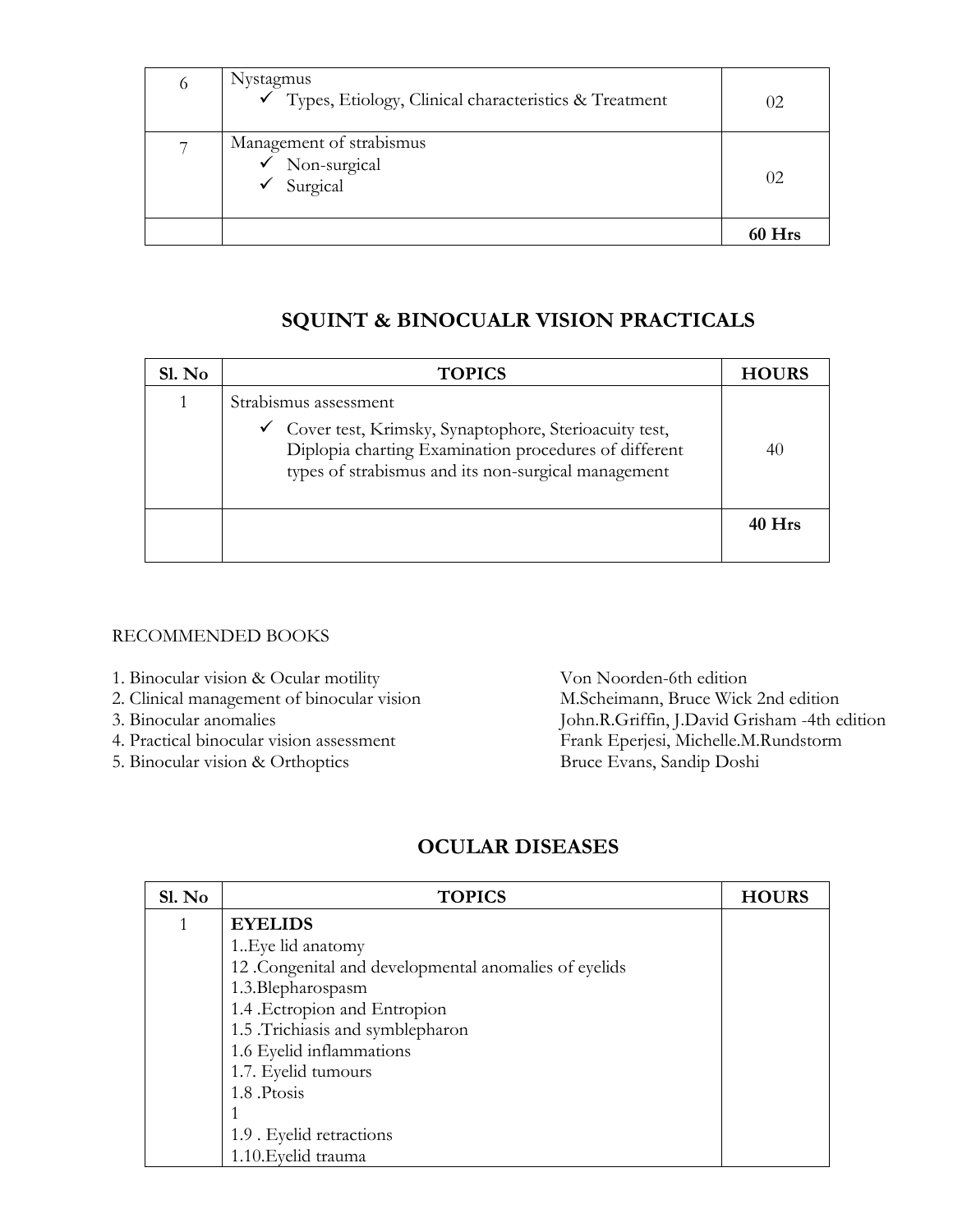| | | |
|---|---|---|
| 6 | Nystagmus<br>✓ Types, Etiology, Clinical characteristics & Treatment | 02 |
| 7 | Management of strabismus<br>✓ Non-surgical<br>✓ Surgical | 02 |
| | | **60 Hrs** |

## SQUINT & BINOCUALR VISION PRACTICALS

| Sl. No | TOPICS | HOURS |
|---|---|---|
| 1 | Strabismus assessment<br>✓ Cover test, Krimsky, Synaptophore, Sterioacuity test, Diplopia charting Examination procedures of different types of strabismus and its non-surgical management | 40 |
| | | **40 Hrs** |

RECOMMENDED BOOKS

1. Binocular vision & Ocular motility — Von Noorden-6th edition
2. Clinical management of binocular vision — M.Scheimann, Bruce Wick 2nd edition
3. Binocular anomalies — John.R.Griffin, J.David Grisham -4th edition
4. Practical binocular vision assessment — Frank Eperjesi, Michelle.M.Rundstorm
5. Binocular vision & Orthoptics — Bruce Evans, Sandip Doshi

## OCULAR DISEASES

| Sl. No | TOPICS | HOURS |
|---|---|---|
| 1 | **EYELIDS**<br>1..Eye lid anatomy<br>12 .Congenital and developmental anomalies of eyelids<br>1.3.Blepharospasm<br>1.4 .Ectropion and Entropion<br>1.5 .Trichiasis and symblepharon<br>1.6 Eyelid inflammations<br>1.7. Eyelid tumours<br>1.8 .Ptosis<br>1<br>1.9 . Eyelid retractions<br>1.10.Eyelid trauma | |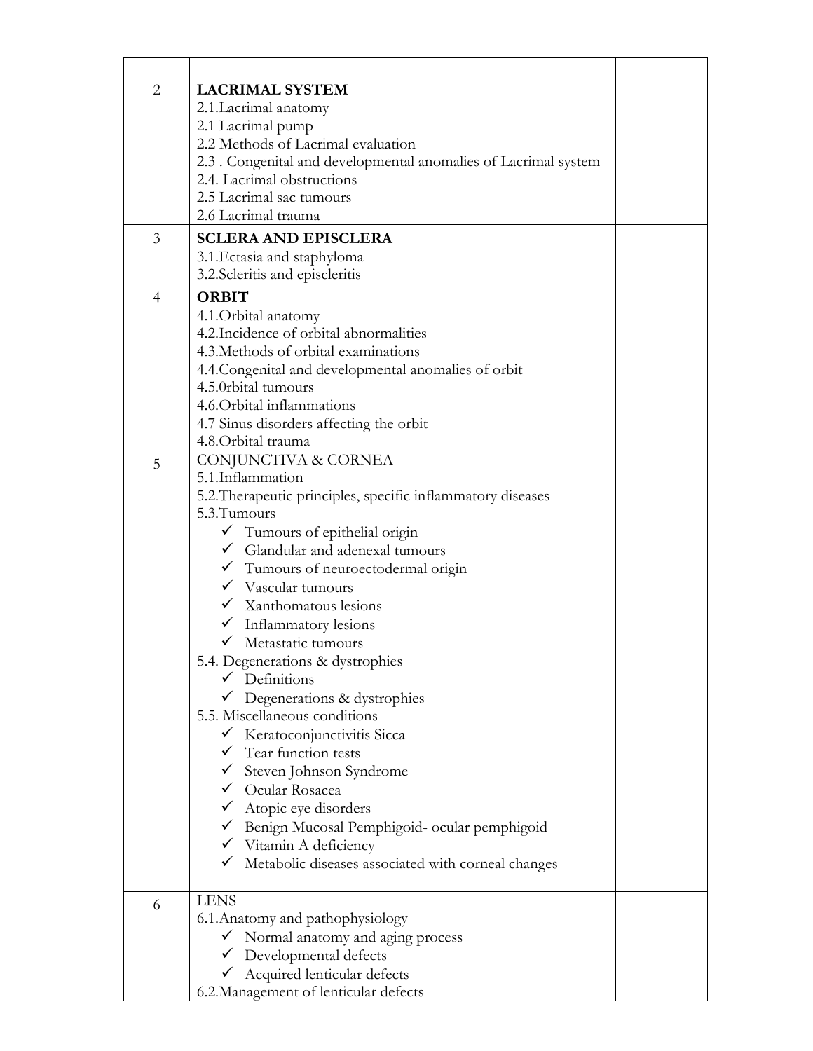| | | |
|---|---|---|
| 2 | **LACRIMAL SYSTEM**<br>2.1.Lacrimal anatomy<br>2.1 Lacrimal pump<br>2.2 Methods of Lacrimal evaluation<br>2.3 . Congenital and developmental anomalies of Lacrimal system<br>2.4. Lacrimal obstructions<br>2.5 Lacrimal sac tumours<br>2.6 Lacrimal trauma | |
| 3 | **SCLERA AND EPISCLERA**<br>3.1.Ectasia and staphyloma<br>3.2.Scleritis and episcleritis | |
| 4 | **ORBIT**<br>4.1.Orbital anatomy<br>4.2.Incidence of orbital abnormalities<br>4.3.Methods of orbital examinations<br>4.4.Congenital and developmental anomalies of orbit<br>4.5.0rbital tumours<br>4.6.Orbital inflammations<br>4.7 Sinus disorders affecting the orbit<br>4.8.Orbital trauma | |
| 5 | CONJUNCTIVA & CORNEA<br>5.1.Inflammation<br>5.2.Therapeutic principles, specific inflammatory diseases<br>5.3.Tumours<br>✓ Tumours of epithelial origin<br>✓ Glandular and adenexal tumours<br>✓ Tumours of neuroectodermal origin<br>✓ Vascular tumours<br>✓ Xanthomatous lesions<br>✓ Inflammatory lesions<br>✓ Metastatic tumours<br>5.4. Degenerations & dystrophies<br>✓ Definitions<br>✓ Degenerations & dystrophies<br>5.5. Miscellaneous conditions<br>✓ Keratoconjunctivitis Sicca<br>✓ Tear function tests<br>✓ Steven Johnson Syndrome<br>✓ Ocular Rosacea<br>✓ Atopic eye disorders<br>✓ Benign Mucosal Pemphigoid- ocular pemphigoid<br>✓ Vitamin A deficiency<br>✓ Metabolic diseases associated with corneal changes | |
| 6 | LENS<br>6.1.Anatomy and pathophysiology<br>✓ Normal anatomy and aging process<br>✓ Developmental defects<br>✓ Acquired lenticular defects<br>6.2.Management of lenticular defects | |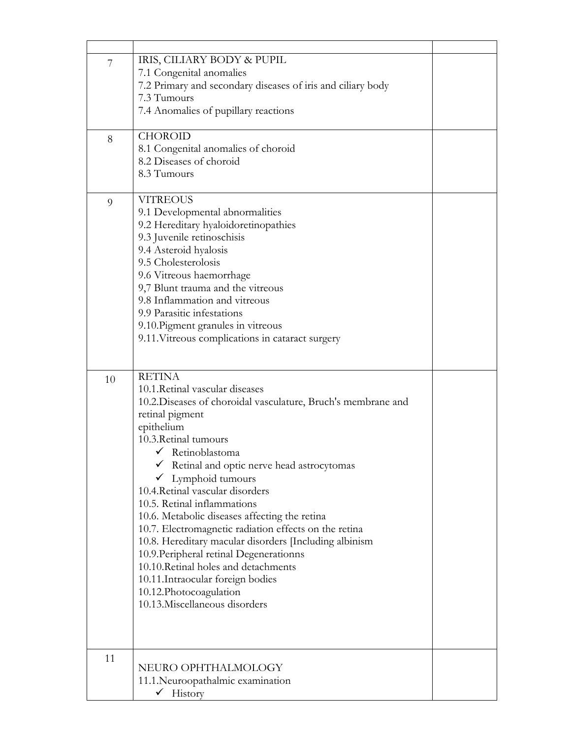| | | |
|---|---|---|
| 7 | IRIS, CILIARY BODY & PUPIL<br>7.1 Congenital anomalies<br>7.2 Primary and secondary diseases of iris and ciliary body<br>7.3 Tumours<br>7.4 Anomalies of pupillary reactions | |
| 8 | CHOROID<br>8.1 Congenital anomalies of choroid<br>8.2 Diseases of choroid<br>8.3 Tumours | |
| 9 | VITREOUS<br>9.1 Developmental abnormalities<br>9.2 Hereditary hyaloidoretinopathies<br>9.3 Juvenile retinoschisis<br>9.4 Asteroid hyalosis<br>9.5 Cholesterolosis<br>9.6 Vitreous haemorrhage<br>9,7 Blunt trauma and the vitreous<br>9.8 Inflammation and vitreous<br>9.9 Parasitic infestations<br>9.10.Pigment granules in vitreous<br>9.11.Vitreous complications in cataract surgery | |
| 10 | RETINA<br>10.1.Retinal vascular diseases<br>10.2.Diseases of choroidal vasculature, Bruch's membrane and retinal pigment<br>epithelium<br>10.3.Retinal tumours<br>✓ Retinoblastoma<br>✓ Retinal and optic nerve head astrocytomas<br>✓ Lymphoid tumours<br>10.4.Retinal vascular disorders<br>10.5. Retinal inflammations<br>10.6. Metabolic diseases affecting the retina<br>10.7. Electromagnetic radiation effects on the retina<br>10.8. Hereditary macular disorders [Including albinism<br>10.9.Peripheral retinal Degenerationns<br>10.10.Retinal holes and detachments<br>10.11.Intraocular foreign bodies<br>10.12.Photocoagulation<br>10.13.Miscellaneous disorders | |
| 11 | NEURO OPHTHALMOLOGY<br>11.1.Neuroopathalmic examination<br>✓ History | |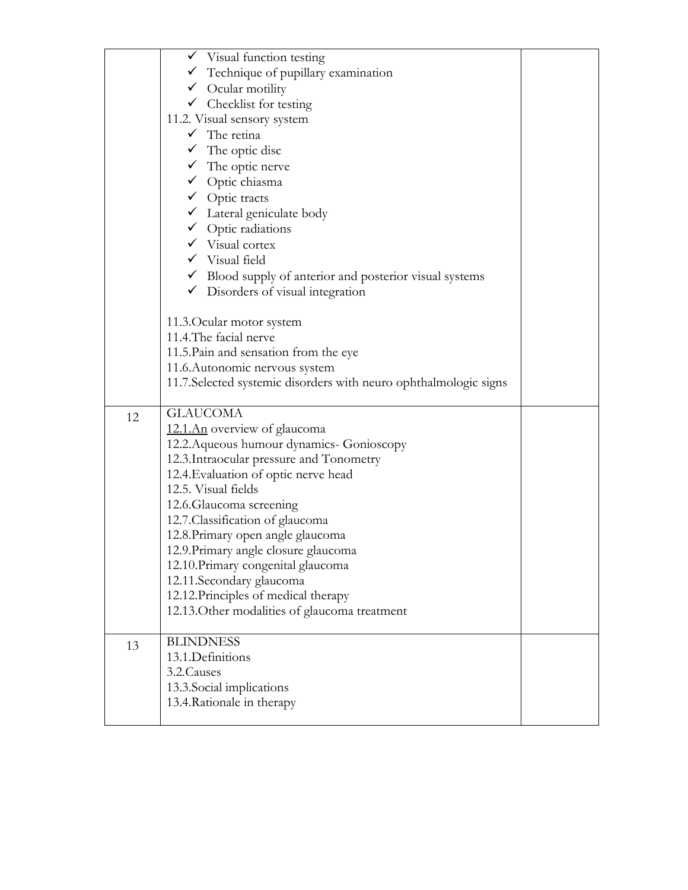|  |  |  |
|---|---|---|
|  | ✓ Visual function testing<br>✓ Technique of pupillary examination<br>✓ Ocular motility<br>✓ Checklist for testing<br>11.2. Visual sensory system<br>✓ The retina<br>✓ The optic disc<br>✓ The optic nerve<br>✓ Optic chiasma<br>✓ Optic tracts<br>✓ Lateral geniculate body<br>✓ Optic radiations<br>✓ Visual cortex<br>✓ Visual field<br>✓ Blood supply of anterior and posterior visual systems<br>✓ Disorders of visual integration<br><br>11.3.Ocular motor system<br>11.4.The facial nerve<br>11.5.Pain and sensation from the eye<br>11.6.Autonomic nervous system<br>11.7.Selected systemic disorders with neuro ophthalmologic signs |  |
| 12 | GLAUCOMA<br>12.1.An overview of glaucoma<br>12.2.Aqueous humour dynamics- Gonioscopy<br>12.3.Intraocular pressure and Tonometry<br>12.4.Evaluation of optic nerve head<br>12.5. Visual fields<br>12.6.Glaucoma screening<br>12.7.Classification of glaucoma<br>12.8.Primary open angle glaucoma<br>12.9.Primary angle closure glaucoma<br>12.10.Primary congenital glaucoma<br>12.11.Secondary glaucoma<br>12.12.Principles of medical therapy<br>12.13.Other modalities of glaucoma treatment |  |
| 13 | BLINDNESS<br>13.1.Definitions<br>3.2.Causes<br>13.3.Social implications<br>13.4.Rationale in therapy |  |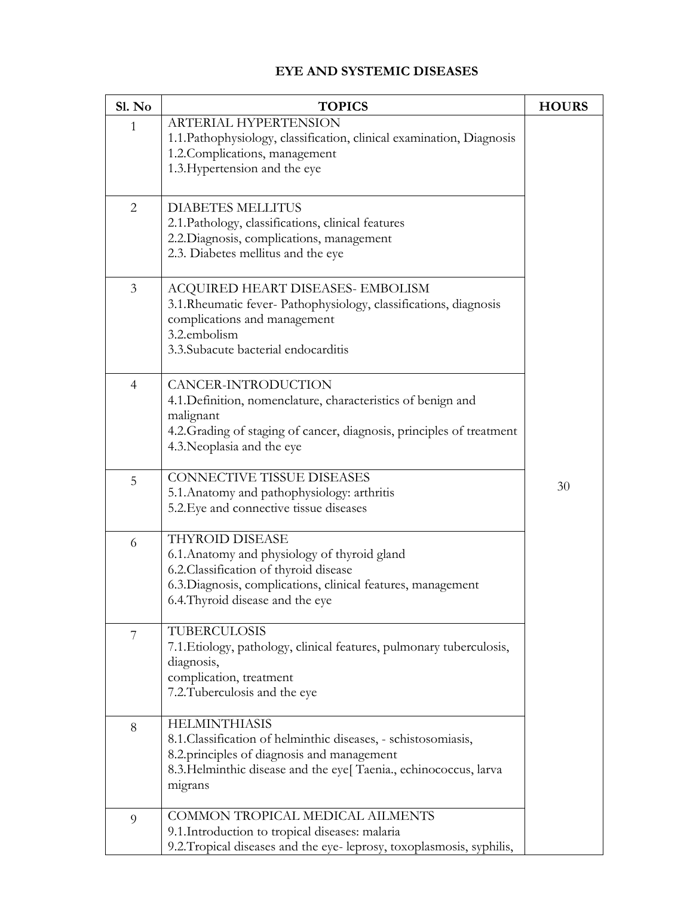# EYE AND SYSTEMIC DISEASES

| Sl. No | TOPICS | HOURS |
|---|---|---|
| 1 | ARTERIAL HYPERTENSION<br>1.1.Pathophysiology, classification, clinical examination, Diagnosis<br>1.2.Complications, management<br>1.3.Hypertension and the eye | 30 |
| 2 | DIABETES MELLITUS<br>2.1.Pathology, classifications, clinical features<br>2.2.Diagnosis, complications, management<br>2.3. Diabetes mellitus and the eye | |
| 3 | ACQUIRED HEART DISEASES- EMBOLISM<br>3.1.Rheumatic fever- Pathophysiology, classifications, diagnosis complications and management<br>3.2.embolism<br>3.3.Subacute bacterial endocarditis | |
| 4 | CANCER-INTRODUCTION<br>4.1.Definition, nomenclature, characteristics of benign and malignant<br>4.2.Grading of staging of cancer, diagnosis, principles of treatment<br>4.3.Neoplasia and the eye | |
| 5 | CONNECTIVE TISSUE DISEASES<br>5.1.Anatomy and pathophysiology: arthritis<br>5.2.Eye and connective tissue diseases | |
| 6 | THYROID DISEASE<br>6.1.Anatomy and physiology of thyroid gland<br>6.2.Classification of thyroid disease<br>6.3.Diagnosis, complications, clinical features, management<br>6.4.Thyroid disease and the eye | |
| 7 | TUBERCULOSIS<br>7.1.Etiology, pathology, clinical features, pulmonary tuberculosis, diagnosis,<br>complication, treatment<br>7.2.Tuberculosis and the eye | |
| 8 | HELMINTHIASIS<br>8.1.Classification of helminthic diseases, - schistosomiasis,<br>8.2.principles of diagnosis and management<br>8.3.Helminthic disease and the eye[ Taenia., echinococcus, larva migrans | |
| 9 | COMMON TROPICAL MEDICAL AILMENTS<br>9.1.Introduction to tropical diseases: malaria<br>9.2.Tropical diseases and the eye- leprosy, toxoplasmosis, syphilis, | |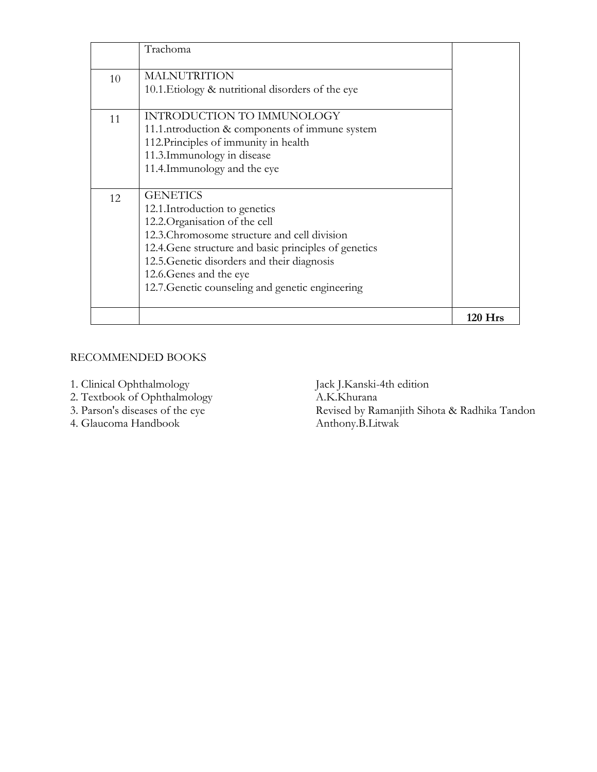| | | |
|---|---|---|
| | Trachoma | |
| 10 | MALNUTRITION<br>10.1.Etiology & nutritional disorders of the eye | |
| 11 | INTRODUCTION TO IMMUNOLOGY<br>11.1.ntroduction & components of immune system<br>112.Principles of immunity in health<br>11.3.Immunology in disease<br>11.4.Immunology and the eye | |
| 12 | GENETICS<br>12.1.Introduction to genetics<br>12.2.Organisation of the cell<br>12.3.Chromosome structure and cell division<br>12.4.Gene structure and basic principles of genetics<br>12.5.Genetic disorders and their diagnosis<br>12.6.Genes and the eye<br>12.7.Genetic counseling and genetic engineering | |
| | | **120 Hrs** |

RECOMMENDED BOOKS

1. Clinical Ophthalmology — Jack J.Kanski-4th edition
2. Textbook of Ophthalmology — A.K.Khurana
3. Parson's diseases of the eye — Revised by Ramanjith Sihota & Radhika Tandon
4. Glaucoma Handbook — Anthony.B.Litwak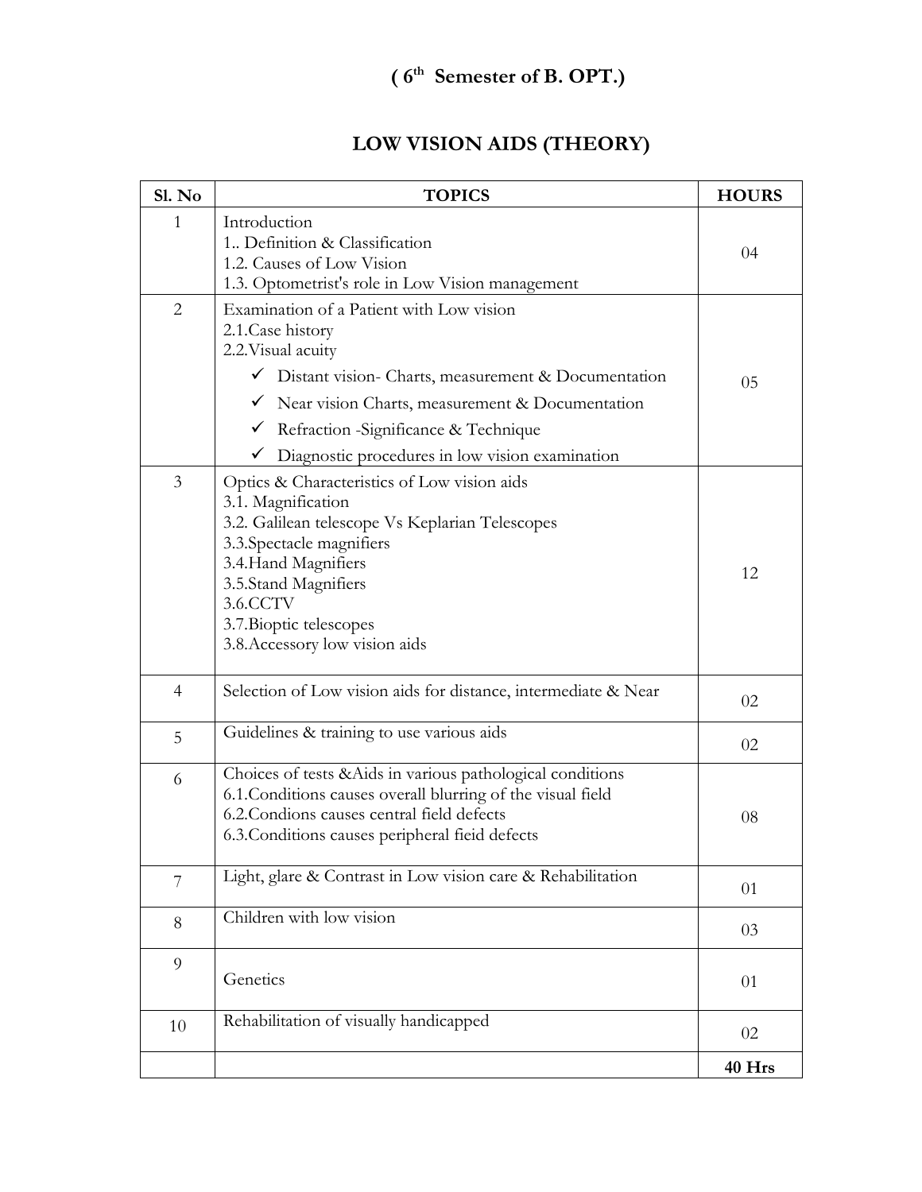# ( $6^{th}$ Semester of B. OPT.)

## LOW VISION AIDS (THEORY)

| Sl. No | TOPICS | HOURS |
|---|---|---|
| 1 | Introduction<br>1.. Definition & Classification<br>1.2. Causes of Low Vision<br>1.3. Optometrist's role in Low Vision management | 04 |
| 2 | Examination of a Patient with Low vision<br>2.1.Case history<br>2.2.Visual acuity<br>✓ Distant vision- Charts, measurement & Documentation<br>✓ Near vision Charts, measurement & Documentation<br>✓ Refraction -Significance & Technique<br>✓ Diagnostic procedures in low vision examination | 05 |
| 3 | Optics & Characteristics of Low vision aids<br>3.1. Magnification<br>3.2. Galilean telescope Vs Keplarian Telescopes<br>3.3.Spectacle magnifiers<br>3.4.Hand Magnifiers<br>3.5.Stand Magnifiers<br>3.6.CCTV<br>3.7.Bioptic telescopes<br>3.8.Accessory low vision aids | 12 |
| 4 | Selection of Low vision aids for distance, intermediate & Near | 02 |
| 5 | Guidelines & training to use various aids | 02 |
| 6 | Choices of tests &Aids in various pathological conditions<br>6.1.Conditions causes overall blurring of the visual field<br>6.2.Condions causes central field defects<br>6.3.Conditions causes peripheral fieid defects | 08 |
| 7 | Light, glare & Contrast in Low vision care & Rehabilitation | 01 |
| 8 | Children with low vision | 03 |
| 9 | Genetics | 01 |
| 10 | Rehabilitation of visually handicapped | 02 |
| | | **40 Hrs** |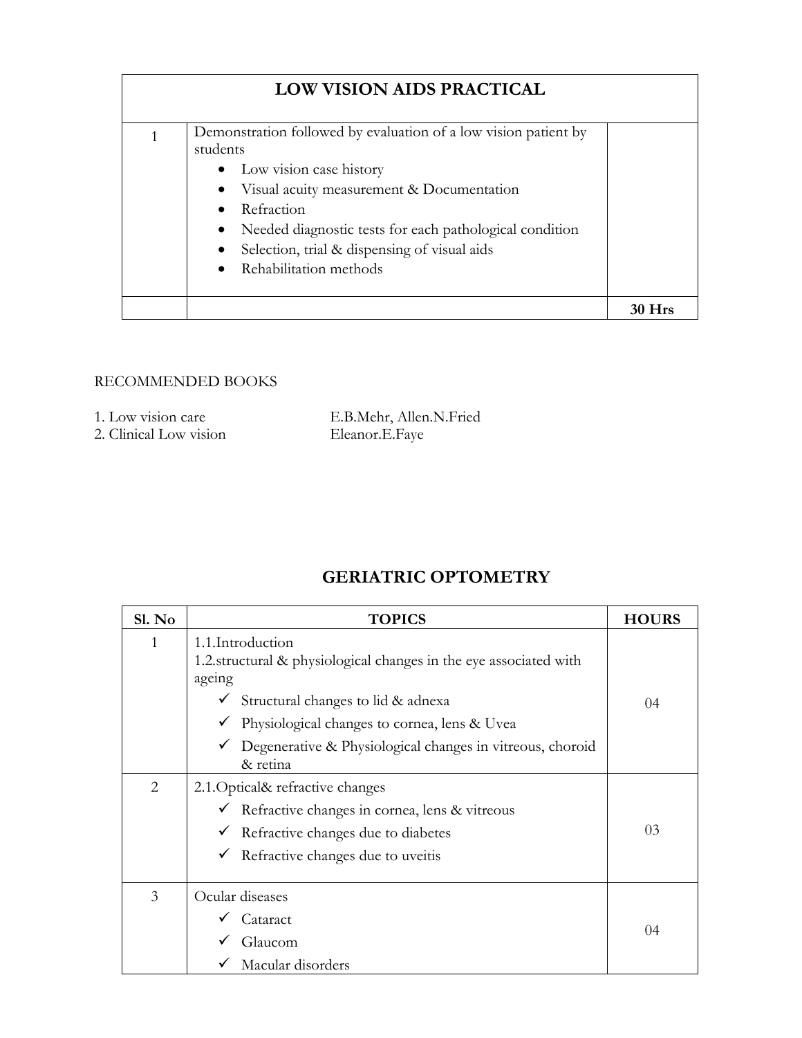| LOW VISION AIDS PRACTICAL | | |
|---|---|---|
| 1 | Demonstration followed by evaluation of a low vision patient by students<br>• Low vision case history<br>• Visual acuity measurement & Documentation<br>• Refraction<br>• Needed diagnostic tests for each pathological condition<br>• Selection, trial & dispensing of visual aids<br>• Rehabilitation methods | |
| | | **30 Hrs** |

RECOMMENDED BOOKS

1. Low vision care — E.B.Mehr, Allen.N.Fried
2. Clinical Low vision — Eleanor.E.Faye

## GERIATRIC OPTOMETRY

| Sl. No | TOPICS | HOURS |
|---|---|---|
| 1 | 1.1.Introduction<br>1.2.structural & physiological changes in the eye associated with ageing<br>✓ Structural changes to lid & adnexa<br>✓ Physiological changes to cornea, lens & Uvea<br>✓ Degenerative & Physiological changes in vitreous, choroid & retina | 04 |
| 2 | 2.1.Optical& refractive changes<br>✓ Refractive changes in cornea, lens & vitreous<br>✓ Refractive changes due to diabetes<br>✓ Refractive changes due to uveitis | 03 |
| 3 | Ocular diseases<br>✓ Cataract<br>✓ Glaucom<br>✓ Macular disorders | 04 |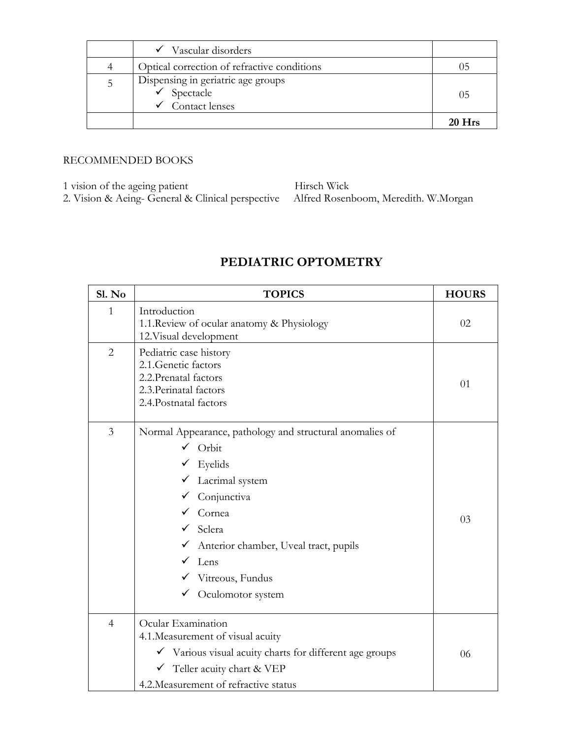| | | |
|---|---|---|
| | ✓ Vascular disorders | |
| 4 | Optical correction of refractive conditions | 05 |
| 5 | Dispensing in geriatric age groups<br>✓ Spectacle<br>✓ Contact lenses | 05 |
| | | **20 Hrs** |

RECOMMENDED BOOKS

1 vision of the ageing patient — Hirsch Wick
2. Vision & Aeing- General & Clinical perspective — Alfred Rosenboom, Meredith. W.Morgan

## PEDIATRIC OPTOMETRY

| Sl. No | TOPICS | HOURS |
|---|---|---|
| 1 | Introduction<br>1.1.Review of ocular anatomy & Physiology<br>12.Visual development | 02 |
| 2 | Pediatric case history<br>2.1.Genetic factors<br>2.2.Prenatal factors<br>2.3.Perinatal factors<br>2.4.Postnatal factors | 01 |
| 3 | Normal Appearance, pathology and structural anomalies of<br>✓ Orbit<br>✓ Eyelids<br>✓ Lacrimal system<br>✓ Conjunctiva<br>✓ Cornea<br>✓ Sclera<br>✓ Anterior chamber, Uveal tract, pupils<br>✓ Lens<br>✓ Vitreous, Fundus<br>✓ Oculomotor system | 03 |
| 4 | Ocular Examination<br>4.1.Measurement of visual acuity<br>✓ Various visual acuity charts for different age groups<br>✓ Teller acuity chart & VEP<br>4.2.Measurement of refractive status | 06 |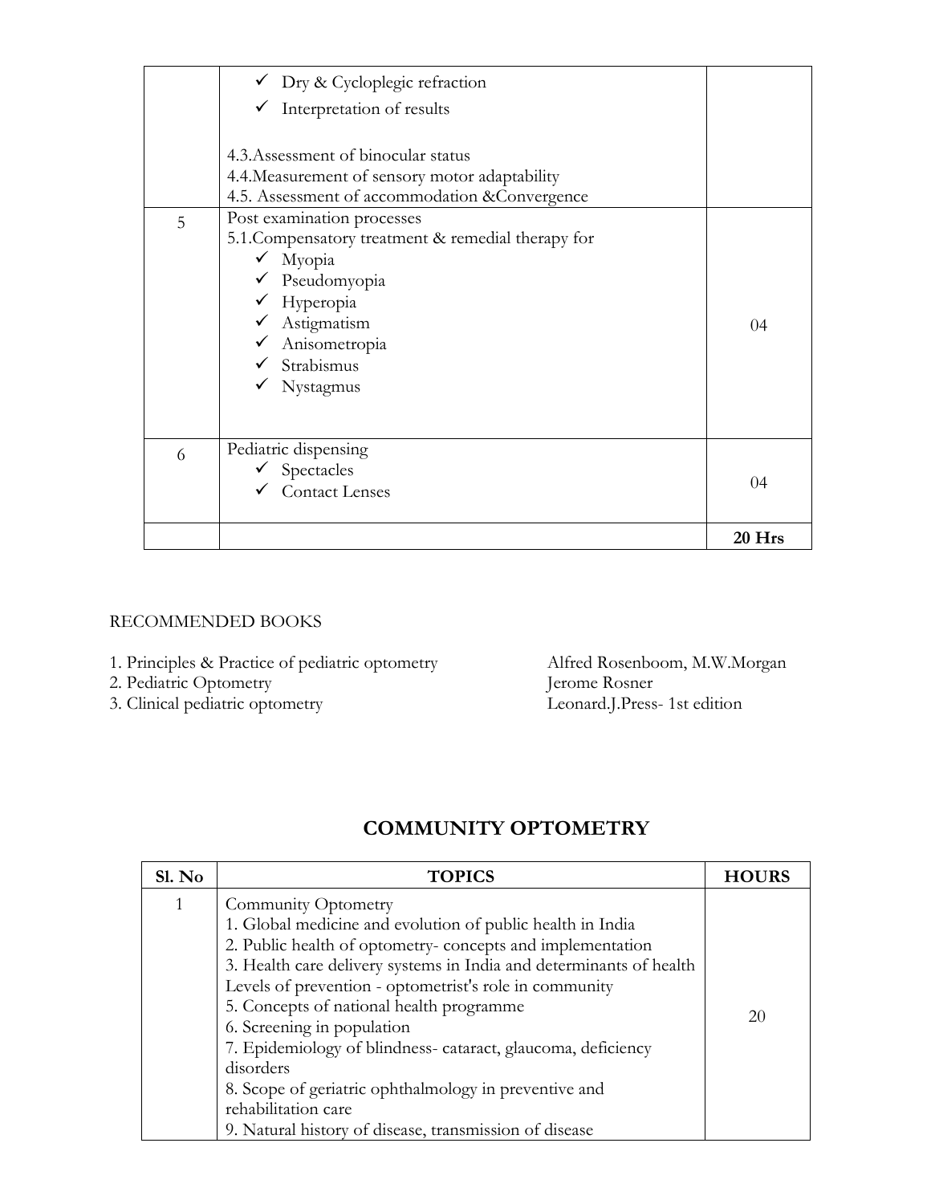| | | |
|---|---|---|
| | ✓ Dry & Cycloplegic refraction<br>✓ Interpretation of results<br><br>4.3.Assessment of binocular status<br>4.4.Measurement of sensory motor adaptability<br>4.5. Assessment of accommodation &Convergence | |
| 5 | Post examination processes<br>5.1.Compensatory treatment & remedial therapy for<br>✓ Myopia<br>✓ Pseudomyopia<br>✓ Hyperopia<br>✓ Astigmatism<br>✓ Anisometropia<br>✓ Strabismus<br>✓ Nystagmus | 04 |
| 6 | Pediatric dispensing<br>✓ Spectacles<br>✓ Contact Lenses | 04 |
| | | **20 Hrs** |

RECOMMENDED BOOKS

1. Principles & Practice of pediatric optometry — Alfred Rosenboom, M.W.Morgan
2. Pediatric Optometry — Jerome Rosner
3. Clinical pediatric optometry — Leonard.J.Press- 1st edition

## COMMUNITY OPTOMETRY

| Sl. No | TOPICS | HOURS |
|---|---|---|
| 1 | Community Optometry<br>1. Global medicine and evolution of public health in India<br>2. Public health of optometry- concepts and implementation<br>3. Health care delivery systems in India and determinants of health<br>Levels of prevention - optometrist's role in community<br>5. Concepts of national health programme<br>6. Screening in population<br>7. Epidemiology of blindness- cataract, glaucoma, deficiency disorders<br>8. Scope of geriatric ophthalmology in preventive and rehabilitation care<br>9. Natural history of disease, transmission of disease | 20 |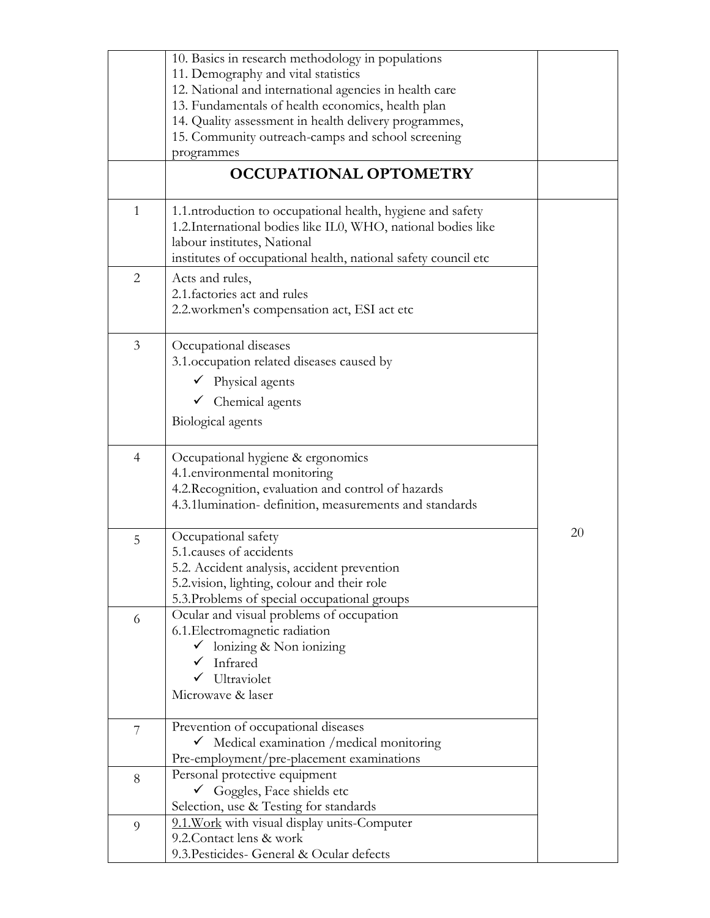|  |  |  |
|---|---|---|
|  | 10. Basics in research methodology in populations<br>11. Demography and vital statistics<br>12. National and international agencies in health care<br>13. Fundamentals of health economics, health plan<br>14. Quality assessment in health delivery programmes,<br>15. Community outreach-camps and school screening programmes |  |
|  | **OCCUPATIONAL OPTOMETRY** |  |
| 1 | 1.1.ntroduction to occupational health, hygiene and safety<br>1.2.International bodies like IL0, WHO, national bodies like labour institutes, National<br>institutes of occupational health, national safety council etc | 20 |
| 2 | Acts and rules,<br>2.1.factories act and rules<br>2.2.workmen's compensation act, ESI act etc |  |
| 3 | Occupational diseases<br>3.1.occupation related diseases caused by<br>✓ Physical agents<br>✓ Chemical agents<br>Biological agents |  |
| 4 | Occupational hygiene & ergonomics<br>4.1.environmental monitoring<br>4.2.Recognition, evaluation and control of hazards<br>4.3.1lumination- definition, measurements and standards |  |
| 5 | Occupational safety<br>5.1.causes of accidents<br>5.2. Accident analysis, accident prevention<br>5.2.vision, lighting, colour and their role<br>5.3.Problems of special occupational groups |  |
| 6 | Ocular and visual problems of occupation<br>6.1.Electromagnetic radiation<br>✓ lonizing & Non ionizing<br>✓ Infrared<br>✓ Ultraviolet<br>Microwave & laser |  |
| 7 | Prevention of occupational diseases<br>✓ Medical examination /medical monitoring<br>Pre-employment/pre-placement examinations |  |
| 8 | Personal protective equipment<br>✓ Goggles, Face shields etc<br>Selection, use & Testing for standards |  |
| 9 | 9.1.Work with visual display units-Computer<br>9.2.Contact lens & work<br>9.3.Pesticides- General & Ocular defects |  |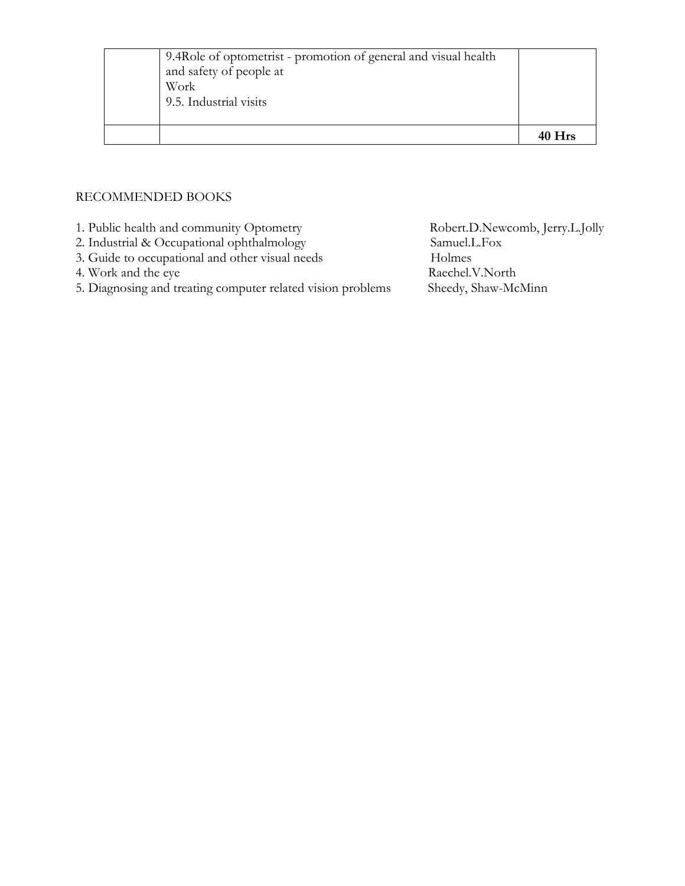| | | |
|---|---|---|
| | 9.4Role of optometrist - promotion of general and visual health and safety of people at Work<br>9.5. Industrial visits | |
| | | **40 Hrs** |

RECOMMENDED BOOKS

1. Public health and community Optometry — Robert.D.Newcomb, Jerry.L.Jolly
2. Industrial & Occupational ophthalmology — Samuel.L.Fox
3. Guide to occupational and other visual needs — Holmes
4. Work and the eye — Raechel.V.North
5. Diagnosing and treating computer related vision problems — Sheedy, Shaw-McMinn